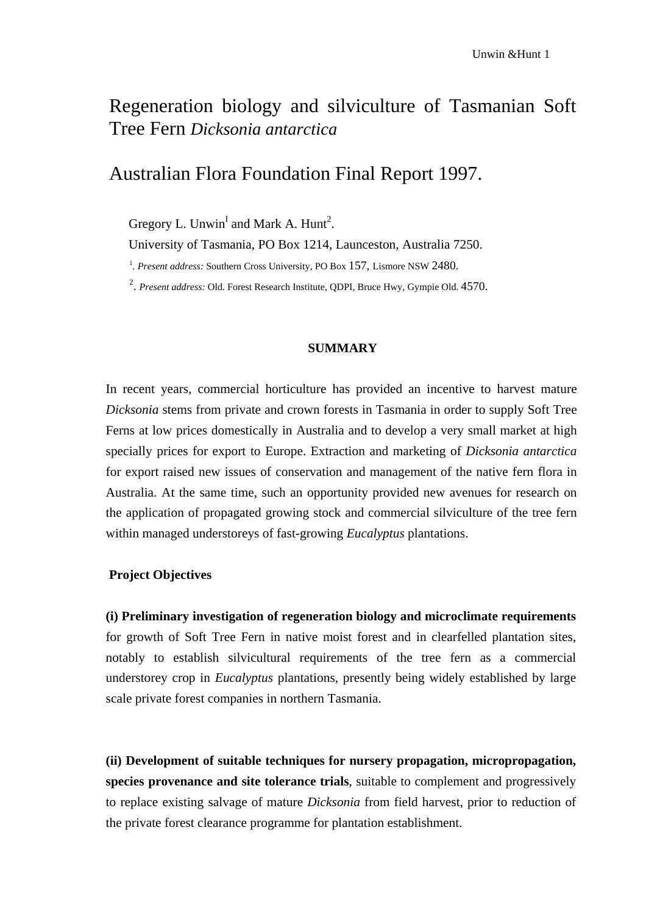# Regeneration biology and silviculture of Tasmanian Soft Tree Fern *Dicksonia antarctica*

# Australian Flora Foundation Final Report 1997.

Gregory L. Unwin[1] and Mark A. Hunt[2].

University of Tasmania, PO Box 1214, Launceston, Australia 7250.

[1]. *Present address:* Southern Cross University, PO Box 157, Lismore NSW 2480.

[2]. *Present address:* Qld. Forest Research Institute, QDPI, Bruce Hwy, Gympie Qld. 4570.

## SUMMARY

In recent years, commercial horticulture has provided an incentive to harvest mature *Dicksonia* stems from private and crown forests in Tasmania in order to supply Soft Tree Ferns at low prices domestically in Australia and to develop a very small market at high specially prices for export to Europe. Extraction and marketing of *Dicksonia antarctica* for export raised new issues of conservation and management of the native fern flora in Australia. At the same time, such an opportunity provided new avenues for research on the application of propagated growing stock and commercial silviculture of the tree fern within managed understoreys of fast-growing *Eucalyptus* plantations.

### Project Objectives

**(i) Preliminary investigation of regeneration biology and microclimate requirements** for growth of Soft Tree Fern in native moist forest and in clearfelled plantation sites, notably to establish silvicultural requirements of the tree fern as a commercial understorey crop in *Eucalyptus* plantations, presently being widely established by large scale private forest companies in northern Tasmania.

**(ii) Development of suitable techniques for nursery propagation, micropropagation, species provenance and site tolerance trials**, suitable to complement and progressively to replace existing salvage of mature *Dicksonia* from field harvest, prior to reduction of the private forest clearance programme for plantation establishment.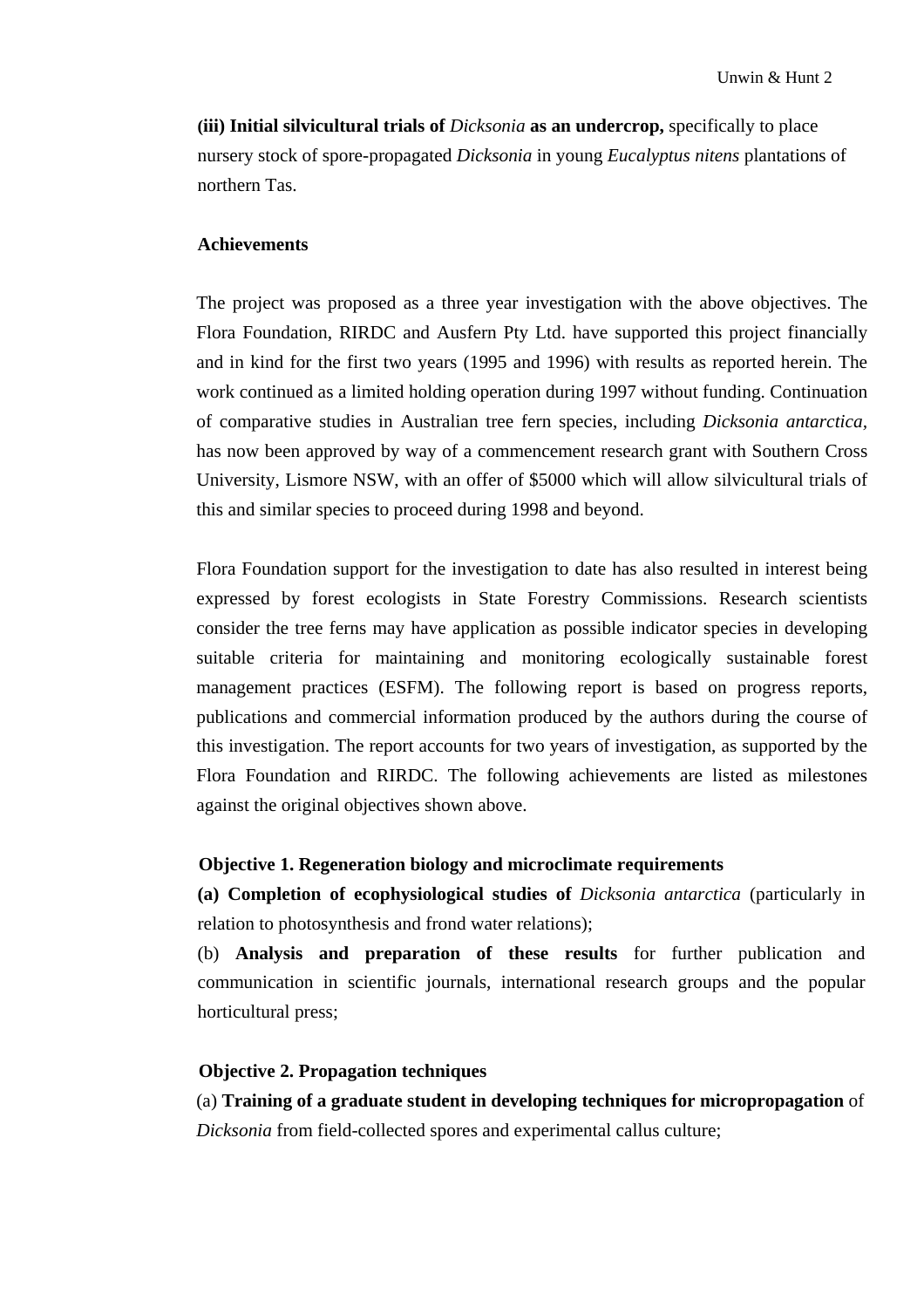**(iii) Initial silvicultural trials of** ***Dicksonia*** **as an undercrop,** specifically to place nursery stock of spore-propagated *Dicksonia* in young *Eucalyptus nitens* plantations of northern Tas.

**Achievements**

The project was proposed as a three year investigation with the above objectives. The Flora Foundation, RIRDC and Ausfern Pty Ltd. have supported this project financially and in kind for the first two years (1995 and 1996) with results as reported herein. The work continued as a limited holding operation during 1997 without funding. Continuation of comparative studies in Australian tree fern species, including *Dicksonia antarctica,* has now been approved by way of a commencement research grant with Southern Cross University, Lismore NSW, with an offer of $5000 which will allow silvicultural trials of this and similar species to proceed during 1998 and beyond.

Flora Foundation support for the investigation to date has also resulted in interest being expressed by forest ecologists in State Forestry Commissions. Research scientists consider the tree ferns may have application as possible indicator species in developing suitable criteria for maintaining and monitoring ecologically sustainable forest management practices (ESFM). The following report is based on progress reports, publications and commercial information produced by the authors during the course of this investigation. The report accounts for two years of investigation, as supported by the Flora Foundation and RIRDC. The following achievements are listed as milestones against the original objectives shown above.

**Objective 1. Regeneration biology and microclimate requirements**

**(a) Completion of ecophysiological studies of** *Dicksonia antarctica* (particularly in relation to photosynthesis and frond water relations);

(b) **Analysis and preparation of these results** for further publication and communication in scientific journals, international research groups and the popular horticultural press;

**Objective 2. Propagation techniques**

(a) **Training of a graduate student in developing techniques for micropropagation** of *Dicksonia* from field-collected spores and experimental callus culture;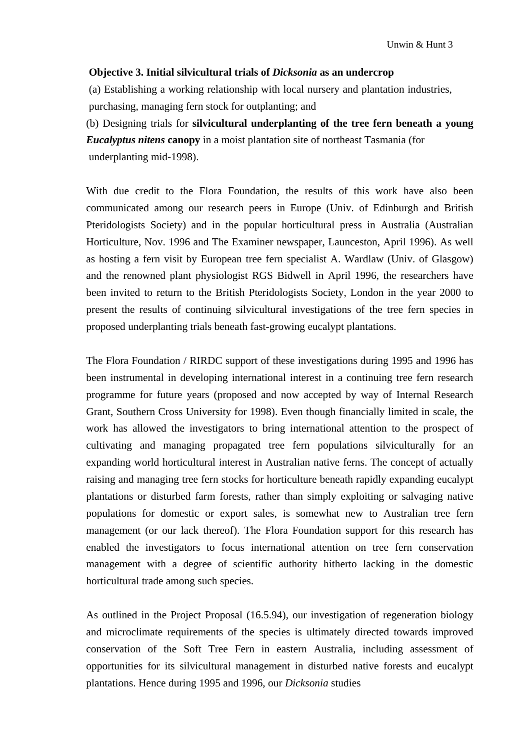**Objective 3. Initial silvicultural trials of *Dicksonia* as an undercrop**

(a) Establishing a working relationship with local nursery and plantation industries, purchasing, managing fern stock for outplanting; and

(b) Designing trials for **silvicultural underplanting of the tree fern beneath a young *Eucalyptus nitens* canopy** in a moist plantation site of northeast Tasmania (for underplanting mid-1998).

With due credit to the Flora Foundation, the results of this work have also been communicated among our research peers in Europe (Univ. of Edinburgh and British Pteridologists Society) and in the popular horticultural press in Australia (Australian Horticulture, Nov. 1996 and The Examiner newspaper, Launceston, April 1996). As well as hosting a fern visit by European tree fern specialist A. Wardlaw (Univ. of Glasgow) and the renowned plant physiologist RGS Bidwell in April 1996, the researchers have been invited to return to the British Pteridologists Society, London in the year 2000 to present the results of continuing silvicultural investigations of the tree fern species in proposed underplanting trials beneath fast-growing eucalypt plantations.

The Flora Foundation / RIRDC support of these investigations during 1995 and 1996 has been instrumental in developing international interest in a continuing tree fern research programme for future years (proposed and now accepted by way of Internal Research Grant, Southern Cross University for 1998). Even though financially limited in scale, the work has allowed the investigators to bring international attention to the prospect of cultivating and managing propagated tree fern populations silviculturally for an expanding world horticultural interest in Australian native ferns. The concept of actually raising and managing tree fern stocks for horticulture beneath rapidly expanding eucalypt plantations or disturbed farm forests, rather than simply exploiting or salvaging native populations for domestic or export sales, is somewhat new to Australian tree fern management (or our lack thereof). The Flora Foundation support for this research has enabled the investigators to focus international attention on tree fern conservation management with a degree of scientific authority hitherto lacking in the domestic horticultural trade among such species.

As outlined in the Project Proposal (16.5.94), our investigation of regeneration biology and microclimate requirements of the species is ultimately directed towards improved conservation of the Soft Tree Fern in eastern Australia, including assessment of opportunities for its silvicultural management in disturbed native forests and eucalypt plantations. Hence during 1995 and 1996, our *Dicksonia* studies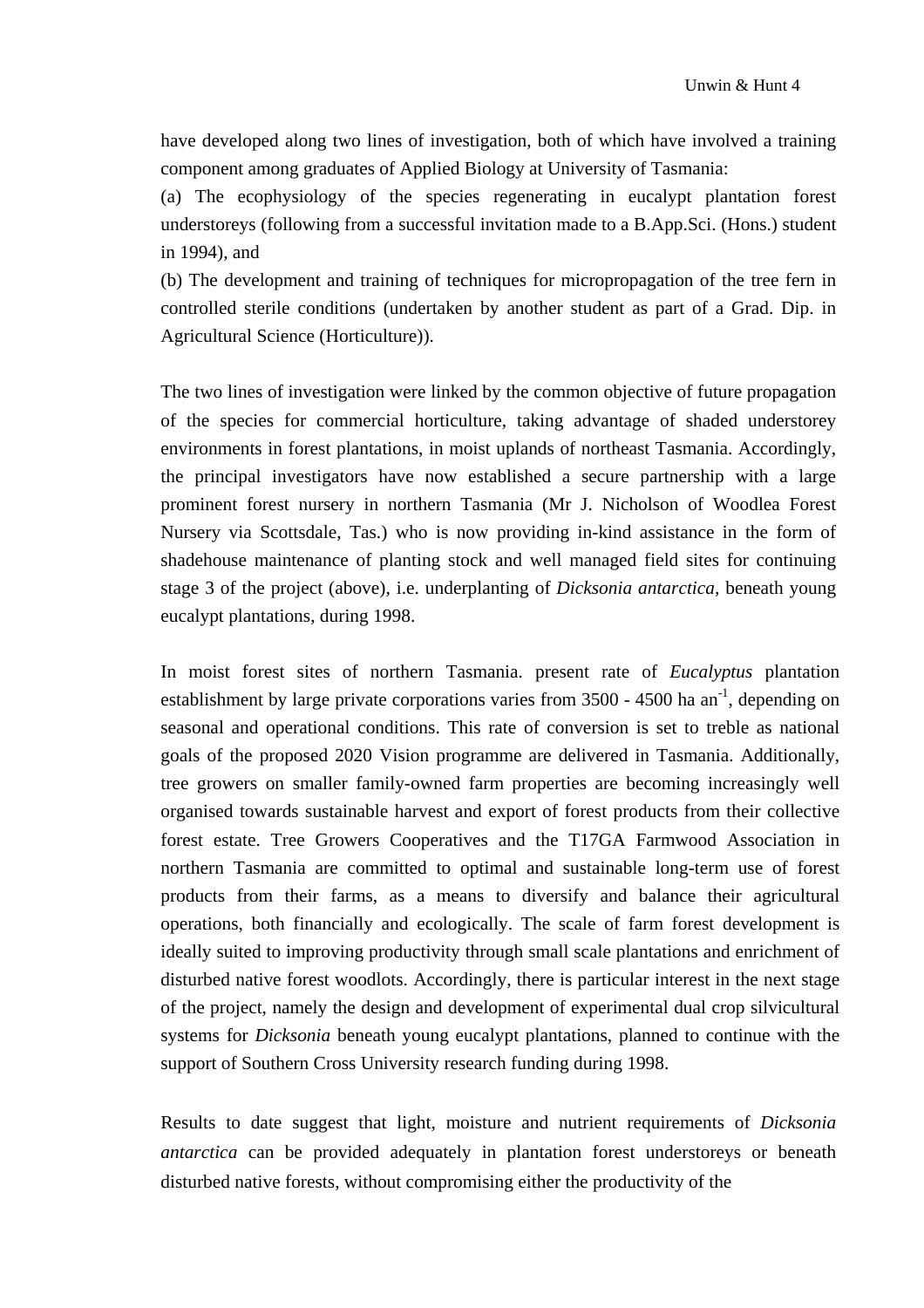have developed along two lines of investigation, both of which have involved a training component among graduates of Applied Biology at University of Tasmania:

(a) The ecophysiology of the species regenerating in eucalypt plantation forest understoreys (following from a successful invitation made to a B.App.Sci. (Hons.) student in 1994), and

(b) The development and training of techniques for micropropagation of the tree fern in controlled sterile conditions (undertaken by another student as part of a Grad. Dip. in Agricultural Science (Horticulture)).

The two lines of investigation were linked by the common objective of future propagation of the species for commercial horticulture, taking advantage of shaded understorey environments in forest plantations, in moist uplands of northeast Tasmania. Accordingly, the principal investigators have now established a secure partnership with a large prominent forest nursery in northern Tasmania (Mr J. Nicholson of Woodlea Forest Nursery via Scottsdale, Tas.) who is now providing in-kind assistance in the form of shadehouse maintenance of planting stock and well managed field sites for continuing stage 3 of the project (above), i.e. underplanting of *Dicksonia antarctica*, beneath young eucalypt plantations, during 1998.

In moist forest sites of northern Tasmania. present rate of *Eucalyptus* plantation establishment by large private corporations varies from 3500 - 4500 ha $an^{-1}$, depending on seasonal and operational conditions. This rate of conversion is set to treble as national goals of the proposed 2020 Vision programme are delivered in Tasmania. Additionally, tree growers on smaller family-owned farm properties are becoming increasingly well organised towards sustainable harvest and export of forest products from their collective forest estate. Tree Growers Cooperatives and the T17GA Farmwood Association in northern Tasmania are committed to optimal and sustainable long-term use of forest products from their farms, as a means to diversify and balance their agricultural operations, both financially and ecologically. The scale of farm forest development is ideally suited to improving productivity through small scale plantations and enrichment of disturbed native forest woodlots. Accordingly, there is particular interest in the next stage of the project, namely the design and development of experimental dual crop silvicultural systems for *Dicksonia* beneath young eucalypt plantations, planned to continue with the support of Southern Cross University research funding during 1998.

Results to date suggest that light, moisture and nutrient requirements of *Dicksonia antarctica* can be provided adequately in plantation forest understoreys or beneath disturbed native forests, without compromising either the productivity of the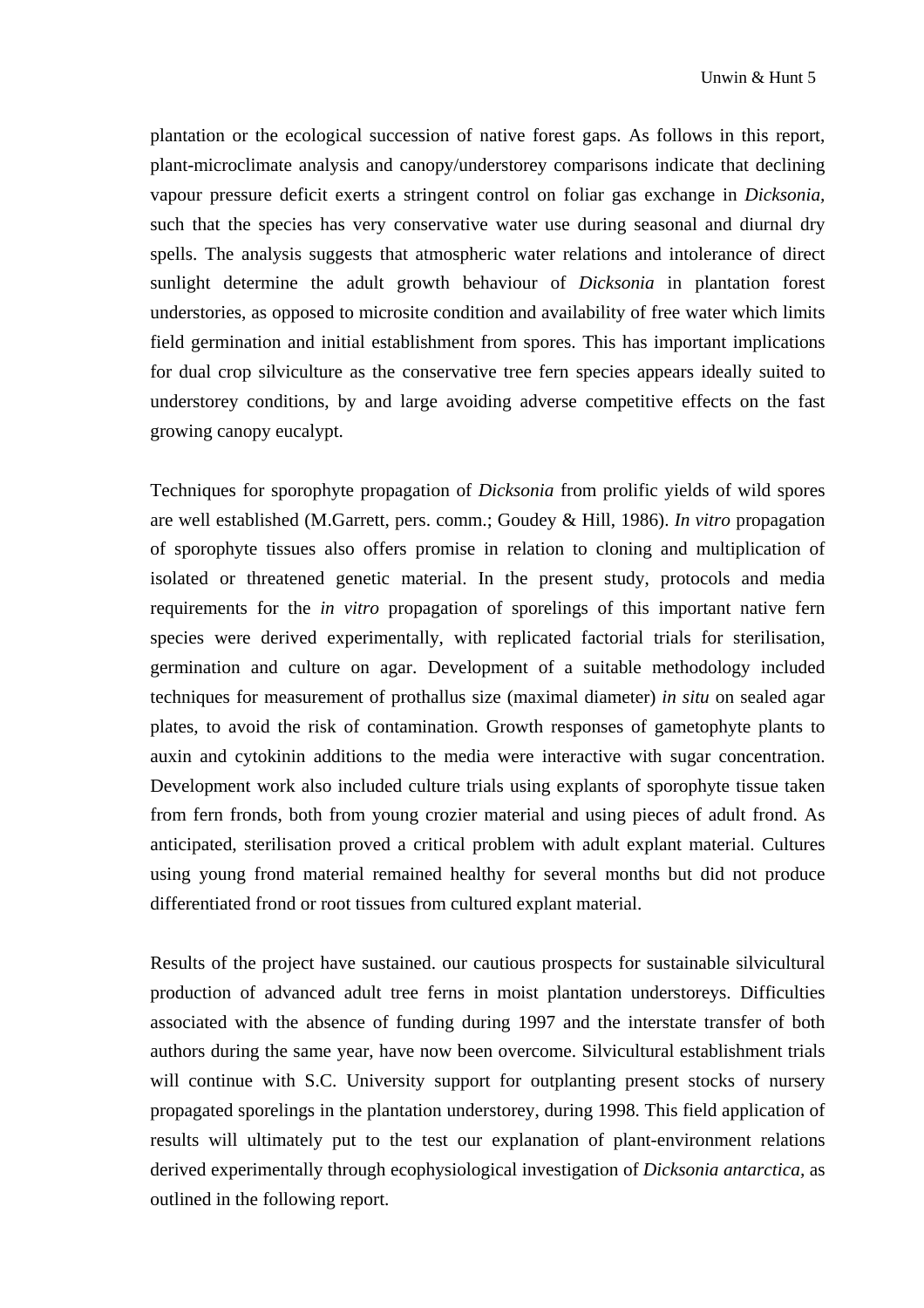plantation or the ecological succession of native forest gaps. As follows in this report, plant-microclimate analysis and canopy/understorey comparisons indicate that declining vapour pressure deficit exerts a stringent control on foliar gas exchange in *Dicksonia*, such that the species has very conservative water use during seasonal and diurnal dry spells. The analysis suggests that atmospheric water relations and intolerance of direct sunlight determine the adult growth behaviour of *Dicksonia* in plantation forest understories, as opposed to microsite condition and availability of free water which limits field germination and initial establishment from spores. This has important implications for dual crop silviculture as the conservative tree fern species appears ideally suited to understorey conditions, by and large avoiding adverse competitive effects on the fast growing canopy eucalypt.

Techniques for sporophyte propagation of *Dicksonia* from prolific yields of wild spores are well established (M.Garrett, pers. comm.; Goudey & Hill, 1986). *In vitro* propagation of sporophyte tissues also offers promise in relation to cloning and multiplication of isolated or threatened genetic material. In the present study, protocols and media requirements for the *in vitro* propagation of sporelings of this important native fern species were derived experimentally, with replicated factorial trials for sterilisation, germination and culture on agar. Development of a suitable methodology included techniques for measurement of prothallus size (maximal diameter) *in situ* on sealed agar plates, to avoid the risk of contamination. Growth responses of gametophyte plants to auxin and cytokinin additions to the media were interactive with sugar concentration. Development work also included culture trials using explants of sporophyte tissue taken from fern fronds, both from young crozier material and using pieces of adult frond. As anticipated, sterilisation proved a critical problem with adult explant material. Cultures using young frond material remained healthy for several months but did not produce differentiated frond or root tissues from cultured explant material.

Results of the project have sustained. our cautious prospects for sustainable silvicultural production of advanced adult tree ferns in moist plantation understoreys. Difficulties associated with the absence of funding during 1997 and the interstate transfer of both authors during the same year, have now been overcome. Silvicultural establishment trials will continue with S.C. University support for outplanting present stocks of nursery propagated sporelings in the plantation understorey, during 1998. This field application of results will ultimately put to the test our explanation of plant-environment relations derived experimentally through ecophysiological investigation of *Dicksonia antarctica*, as outlined in the following report.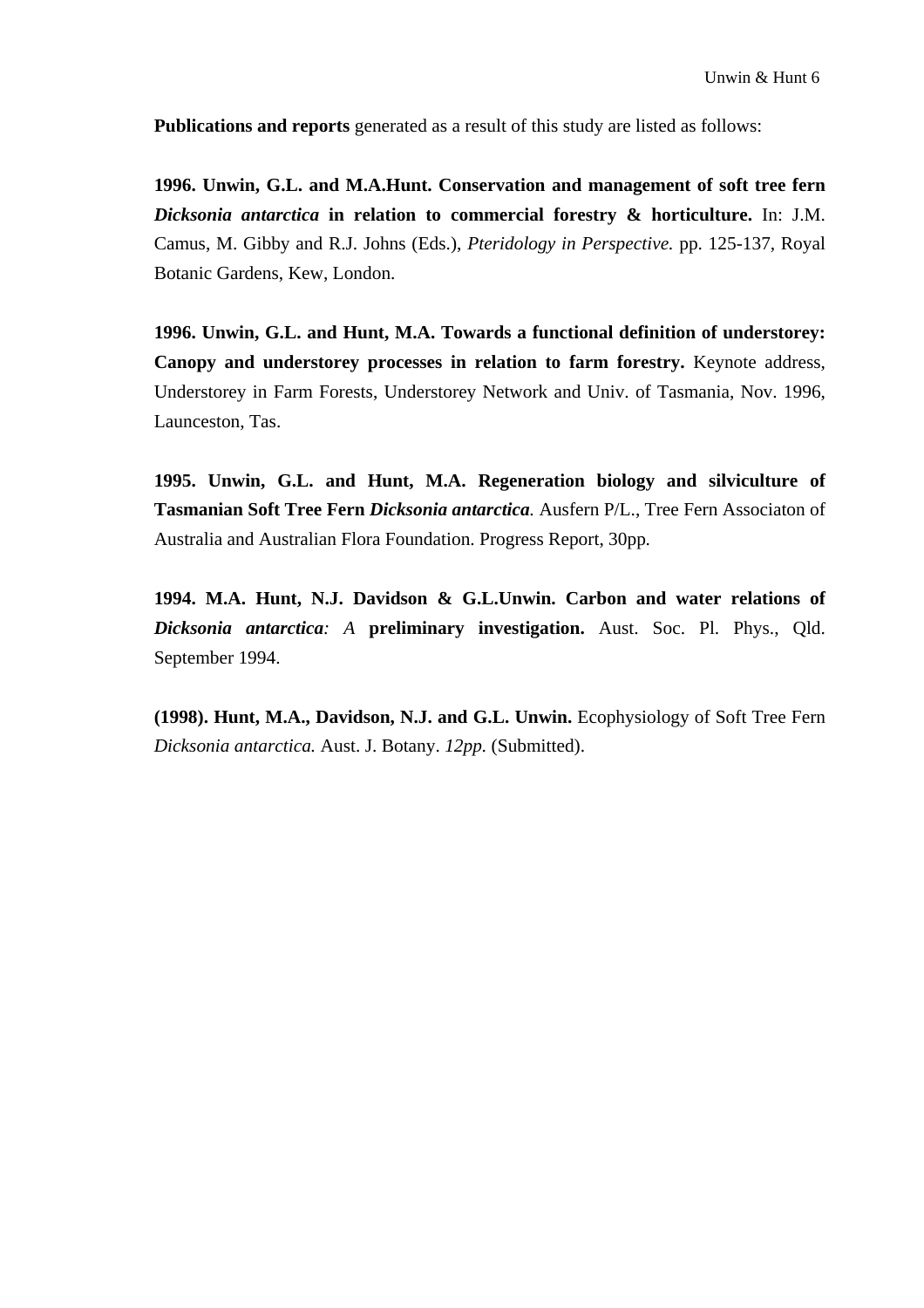**Publications and reports** generated as a result of this study are listed as follows:

**1996. Unwin, G.L. and M.A.Hunt. Conservation and management of soft tree fern *Dicksonia antarctica* in relation to commercial forestry & horticulture.** In: J.M. Camus, M. Gibby and R.J. Johns (Eds.), *Pteridology in Perspective.* pp. 125-137, Royal Botanic Gardens, Kew, London.

**1996. Unwin, G.L. and Hunt, M.A. Towards a functional definition of understorey: Canopy and understorey processes in relation to farm forestry.** Keynote address, Understorey in Farm Forests, Understorey Network and Univ. of Tasmania, Nov. 1996, Launceston, Tas.

**1995. Unwin, G.L. and Hunt, M.A. Regeneration biology and silviculture of Tasmanian Soft Tree Fern *Dicksonia antarctica*.** Ausfern P/L., Tree Fern Associaton of Australia and Australian Flora Foundation. Progress Report, 30pp.

**1994. M.A. Hunt, N.J. Davidson & G.L.Unwin. Carbon and water relations of *Dicksonia antarctica*: *A* preliminary investigation.** Aust. Soc. Pl. Phys., Qld. September 1994.

**(1998). Hunt, M.A., Davidson, N.J. and G.L. Unwin.** Ecophysiology of Soft Tree Fern *Dicksonia antarctica.* Aust. J. Botany. *12pp.* (Submitted).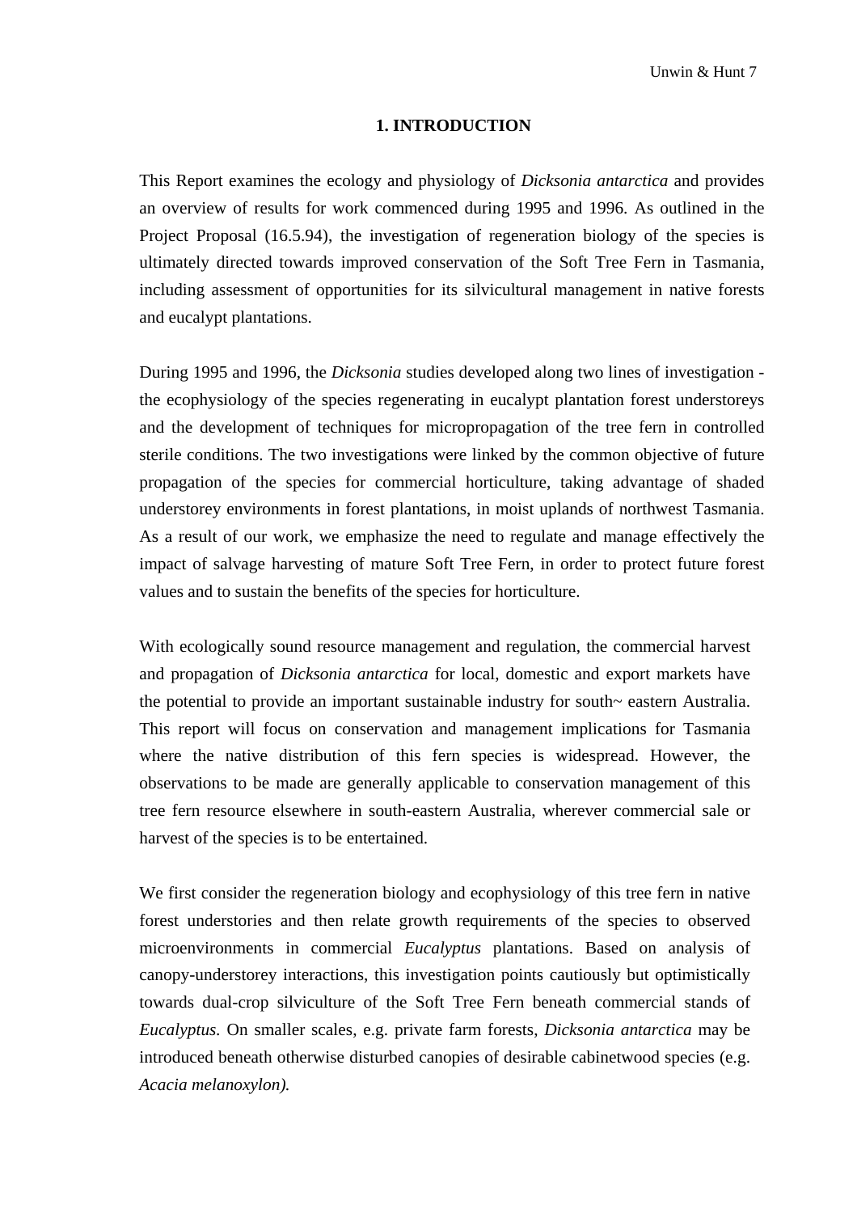# 1. INTRODUCTION

This Report examines the ecology and physiology of *Dicksonia antarctica* and provides an overview of results for work commenced during 1995 and 1996. As outlined in the Project Proposal (16.5.94), the investigation of regeneration biology of the species is ultimately directed towards improved conservation of the Soft Tree Fern in Tasmania, including assessment of opportunities for its silvicultural management in native forests and eucalypt plantations.

During 1995 and 1996, the *Dicksonia* studies developed along two lines of investigation - the ecophysiology of the species regenerating in eucalypt plantation forest understoreys and the development of techniques for micropropagation of the tree fern in controlled sterile conditions. The two investigations were linked by the common objective of future propagation of the species for commercial horticulture, taking advantage of shaded understorey environments in forest plantations, in moist uplands of northwest Tasmania. As a result of our work, we emphasize the need to regulate and manage effectively the impact of salvage harvesting of mature Soft Tree Fern, in order to protect future forest values and to sustain the benefits of the species for horticulture.

With ecologically sound resource management and regulation, the commercial harvest and propagation of *Dicksonia antarctica* for local, domestic and export markets have the potential to provide an important sustainable industry for south~ eastern Australia. This report will focus on conservation and management implications for Tasmania where the native distribution of this fern species is widespread. However, the observations to be made are generally applicable to conservation management of this tree fern resource elsewhere in south-eastern Australia, wherever commercial sale or harvest of the species is to be entertained.

We first consider the regeneration biology and ecophysiology of this tree fern in native forest understories and then relate growth requirements of the species to observed microenvironments in commercial *Eucalyptus* plantations. Based on analysis of canopy-understorey interactions, this investigation points cautiously but optimistically towards dual-crop silviculture of the Soft Tree Fern beneath commercial stands of *Eucalyptus.* On smaller scales, e.g. private farm forests, *Dicksonia antarctica* may be introduced beneath otherwise disturbed canopies of desirable cabinetwood species (e.g. *Acacia melanoxylon).*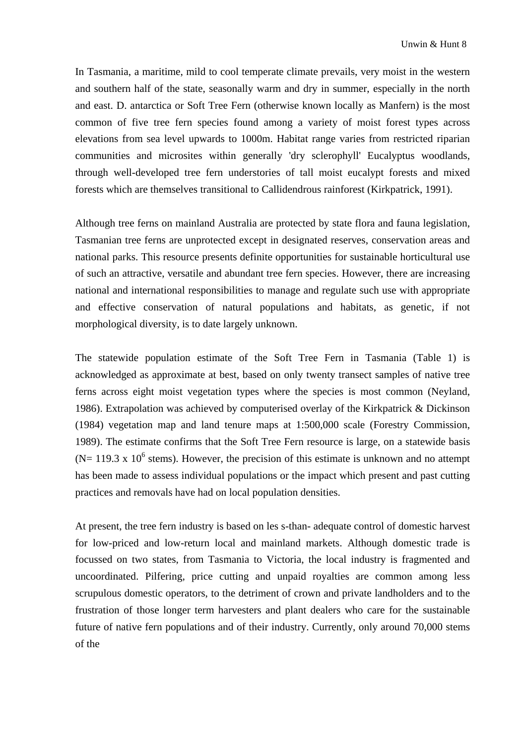In Tasmania, a maritime, mild to cool temperate climate prevails, very moist in the western and southern half of the state, seasonally warm and dry in summer, especially in the north and east. D. antarctica or Soft Tree Fern (otherwise known locally as Manfern) is the most common of five tree fern species found among a variety of moist forest types across elevations from sea level upwards to 1000m. Habitat range varies from restricted riparian communities and microsites within generally 'dry sclerophyll' Eucalyptus woodlands, through well-developed tree fern understories of tall moist eucalypt forests and mixed forests which are themselves transitional to Callidendrous rainforest (Kirkpatrick, 1991).

Although tree ferns on mainland Australia are protected by state flora and fauna legislation, Tasmanian tree ferns are unprotected except in designated reserves, conservation areas and national parks. This resource presents definite opportunities for sustainable horticultural use of such an attractive, versatile and abundant tree fern species. However, there are increasing national and international responsibilities to manage and regulate such use with appropriate and effective conservation of natural populations and habitats, as genetic, if not morphological diversity, is to date largely unknown.

The statewide population estimate of the Soft Tree Fern in Tasmania (Table 1) is acknowledged as approximate at best, based on only twenty transect samples of native tree ferns across eight moist vegetation types where the species is most common (Neyland, 1986). Extrapolation was achieved by computerised overlay of the Kirkpatrick & Dickinson (1984) vegetation map and land tenure maps at 1:500,000 scale (Forestry Commission, 1989). The estimate confirms that the Soft Tree Fern resource is large, on a statewide basis ($N = 119.3 \times 10^6$ stems). However, the precision of this estimate is unknown and no attempt has been made to assess individual populations or the impact which present and past cutting practices and removals have had on local population densities.

At present, the tree fern industry is based on les s-than- adequate control of domestic harvest for low-priced and low-return local and mainland markets. Although domestic trade is focussed on two states, from Tasmania to Victoria, the local industry is fragmented and uncoordinated. Pilfering, price cutting and unpaid royalties are common among less scrupulous domestic operators, to the detriment of crown and private landholders and to the frustration of those longer term harvesters and plant dealers who care for the sustainable future of native fern populations and of their industry. Currently, only around 70,000 stems of the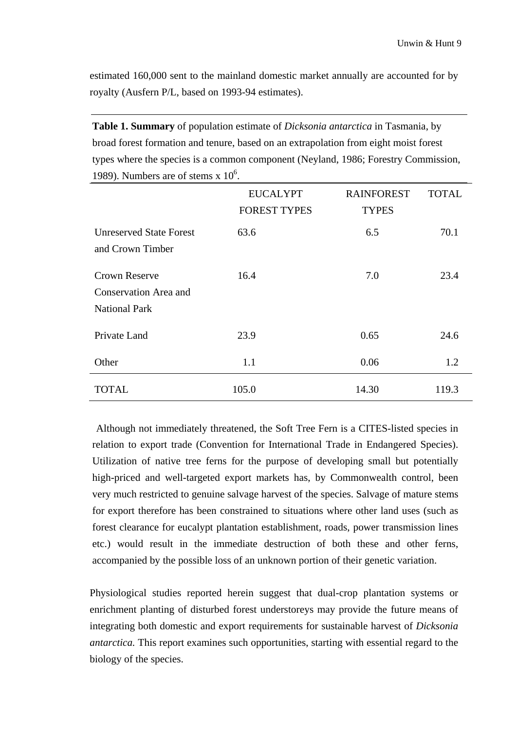estimated 160,000 sent to the mainland domestic market annually are accounted for by royalty (Ausfern P/L, based on 1993-94 estimates).

**Table 1. Summary** of population estimate of *Dicksonia antarctica* in Tasmania, by broad forest formation and tenure, based on an extrapolation from eight moist forest types where the species is a common component (Neyland, 1986; Forestry Commission, 1989). Numbers are of stems x $10^6$.

| | EUCALYPT FOREST TYPES | RAINFOREST TYPES | TOTAL |
|---|---|---|---|
| Unreserved State Forest and Crown Timber | 63.6 | 6.5 | 70.1 |
| Crown Reserve Conservation Area and National Park | 16.4 | 7.0 | 23.4 |
| Private Land | 23.9 | 0.65 | 24.6 |
| Other | 1.1 | 0.06 | 1.2 |
| TOTAL | 105.0 | 14.30 | 119.3 |

Although not immediately threatened, the Soft Tree Fern is a CITES-listed species in relation to export trade (Convention for International Trade in Endangered Species). Utilization of native tree ferns for the purpose of developing small but potentially high-priced and well-targeted export markets has, by Commonwealth control, been very much restricted to genuine salvage harvest of the species. Salvage of mature stems for export therefore has been constrained to situations where other land uses (such as forest clearance for eucalypt plantation establishment, roads, power transmission lines etc.) would result in the immediate destruction of both these and other ferns, accompanied by the possible loss of an unknown portion of their genetic variation.

Physiological studies reported herein suggest that dual-crop plantation systems or enrichment planting of disturbed forest understoreys may provide the future means of integrating both domestic and export requirements for sustainable harvest of *Dicksonia antarctica.* This report examines such opportunities, starting with essential regard to the biology of the species.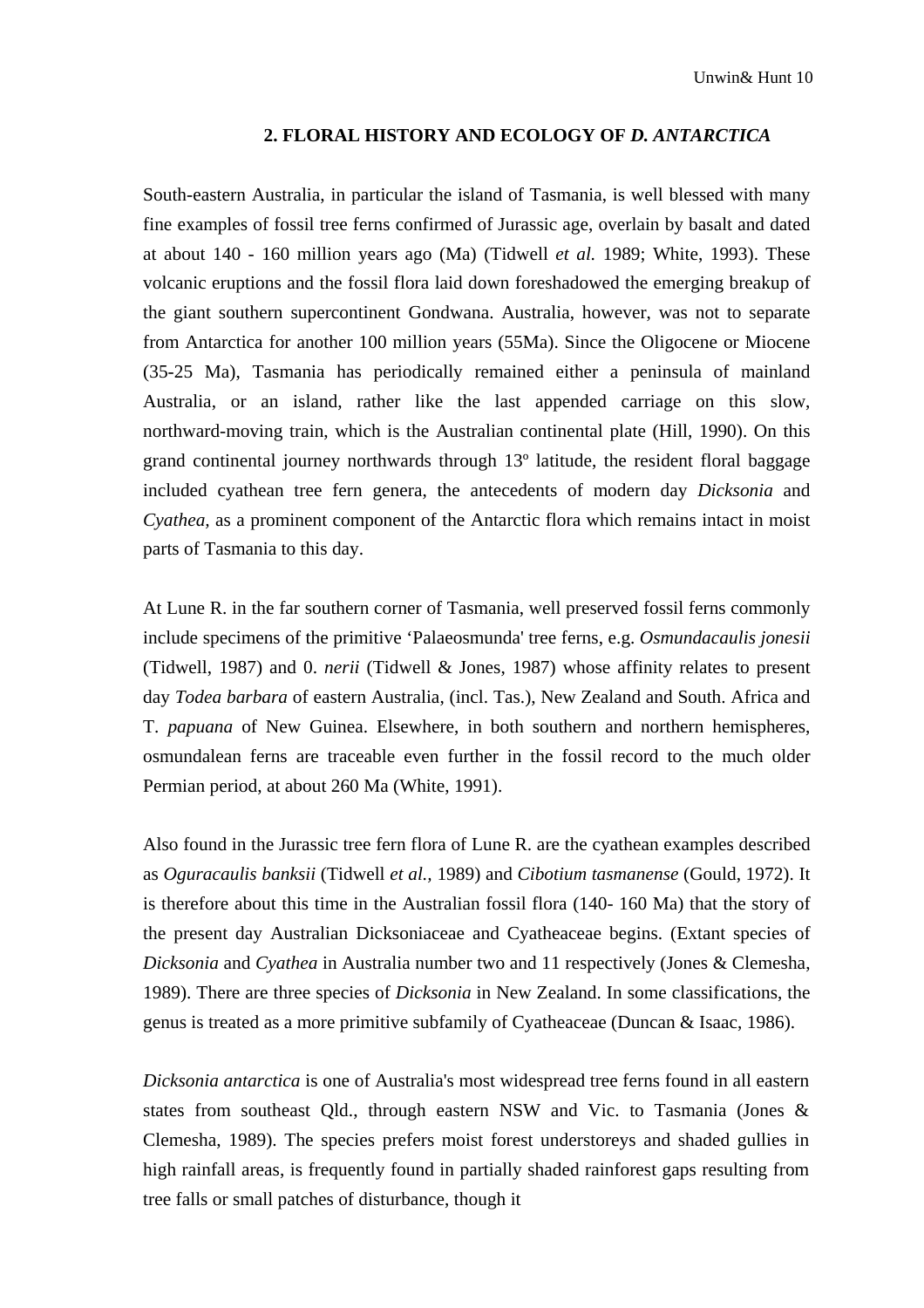## 2. FLORAL HISTORY AND ECOLOGY OF *D. ANTARCTICA*

South-eastern Australia, in particular the island of Tasmania, is well blessed with many fine examples of fossil tree ferns confirmed of Jurassic age, overlain by basalt and dated at about 140 - 160 million years ago (Ma) (Tidwell *et al.* 1989; White, 1993). These volcanic eruptions and the fossil flora laid down foreshadowed the emerging breakup of the giant southern supercontinent Gondwana. Australia, however, was not to separate from Antarctica for another 100 million years (55Ma). Since the Oligocene or Miocene (35-25 Ma), Tasmania has periodically remained either a peninsula of mainland Australia, or an island, rather like the last appended carriage on this slow, northward-moving train, which is the Australian continental plate (Hill, 1990). On this grand continental journey northwards through 13º latitude, the resident floral baggage included cyathean tree fern genera, the antecedents of modern day *Dicksonia* and *Cyathea*, as a prominent component of the Antarctic flora which remains intact in moist parts of Tasmania to this day.

At Lune R. in the far southern corner of Tasmania, well preserved fossil ferns commonly include specimens of the primitive 'Palaeosmunda' tree ferns, e.g. *Osmundacaulis jonesii* (Tidwell, 1987) and 0. *nerii* (Tidwell & Jones, 1987) whose affinity relates to present day *Todea barbara* of eastern Australia, (incl. Tas.), New Zealand and South. Africa and T. *papuana* of New Guinea. Elsewhere, in both southern and northern hemispheres, osmundalean ferns are traceable even further in the fossil record to the much older Permian period, at about 260 Ma (White, 1991).

Also found in the Jurassic tree fern flora of Lune R. are the cyathean examples described as *Oguracaulis banksii* (Tidwell *et al.*, 1989) and *Cibotium tasmanense* (Gould, 1972). It is therefore about this time in the Australian fossil flora (140- 160 Ma) that the story of the present day Australian Dicksoniaceae and Cyatheaceae begins. (Extant species of *Dicksonia* and *Cyathea* in Australia number two and 11 respectively (Jones & Clemesha, 1989). There are three species of *Dicksonia* in New Zealand. In some classifications, the genus is treated as a more primitive subfamily of Cyatheaceae (Duncan & Isaac, 1986).

*Dicksonia antarctica* is one of Australia's most widespread tree ferns found in all eastern states from southeast Qld., through eastern NSW and Vic. to Tasmania (Jones & Clemesha, 1989). The species prefers moist forest understoreys and shaded gullies in high rainfall areas, is frequently found in partially shaded rainforest gaps resulting from tree falls or small patches of disturbance, though it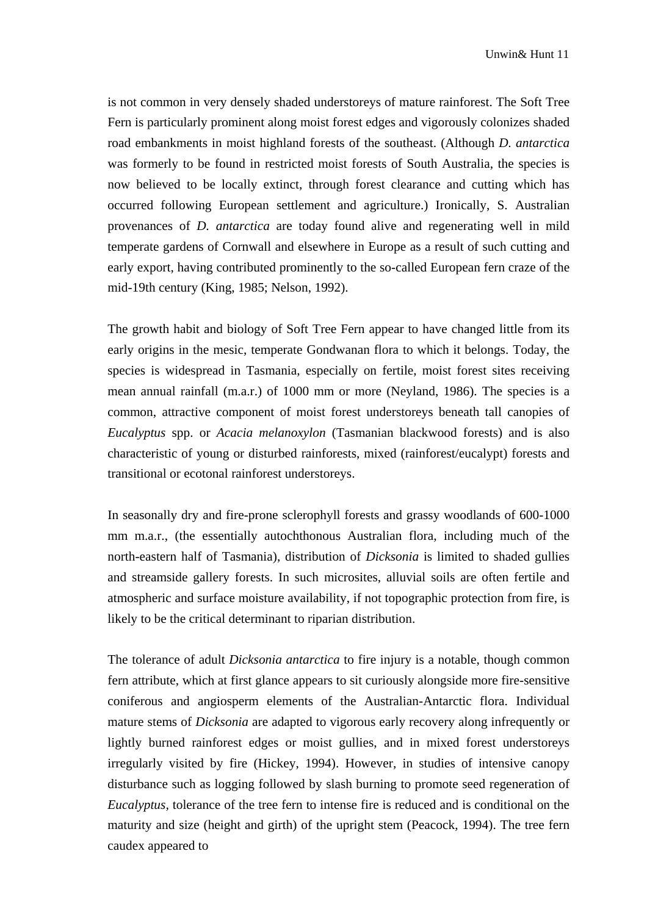is not common in very densely shaded understoreys of mature rainforest. The Soft Tree Fern is particularly prominent along moist forest edges and vigorously colonizes shaded road embankments in moist highland forests of the southeast. (Although *D. antarctica* was formerly to be found in restricted moist forests of South Australia, the species is now believed to be locally extinct, through forest clearance and cutting which has occurred following European settlement and agriculture.) Ironically, S. Australian provenances of *D. antarctica* are today found alive and regenerating well in mild temperate gardens of Cornwall and elsewhere in Europe as a result of such cutting and early export, having contributed prominently to the so-called European fern craze of the mid-19th century (King, 1985; Nelson, 1992).

The growth habit and biology of Soft Tree Fern appear to have changed little from its early origins in the mesic, temperate Gondwanan flora to which it belongs. Today, the species is widespread in Tasmania, especially on fertile, moist forest sites receiving mean annual rainfall (m.a.r.) of 1000 mm or more (Neyland, 1986). The species is a common, attractive component of moist forest understoreys beneath tall canopies of *Eucalyptus* spp. or *Acacia melanoxylon* (Tasmanian blackwood forests) and is also characteristic of young or disturbed rainforests, mixed (rainforest/eucalypt) forests and transitional or ecotonal rainforest understoreys.

In seasonally dry and fire-prone sclerophyll forests and grassy woodlands of 600-1000 mm m.a.r., (the essentially autochthonous Australian flora, including much of the north-eastern half of Tasmania), distribution of *Dicksonia* is limited to shaded gullies and streamside gallery forests. In such microsites, alluvial soils are often fertile and atmospheric and surface moisture availability, if not topographic protection from fire, is likely to be the critical determinant to riparian distribution.

The tolerance of adult *Dicksonia antarctica* to fire injury is a notable, though common fern attribute, which at first glance appears to sit curiously alongside more fire-sensitive coniferous and angiosperm elements of the Australian-Antarctic flora. Individual mature stems of *Dicksonia* are adapted to vigorous early recovery along infrequently or lightly burned rainforest edges or moist gullies, and in mixed forest understoreys irregularly visited by fire (Hickey, 1994). However, in studies of intensive canopy disturbance such as logging followed by slash burning to promote seed regeneration of *Eucalyptus*, tolerance of the tree fern to intense fire is reduced and is conditional on the maturity and size (height and girth) of the upright stem (Peacock, 1994). The tree fern caudex appeared to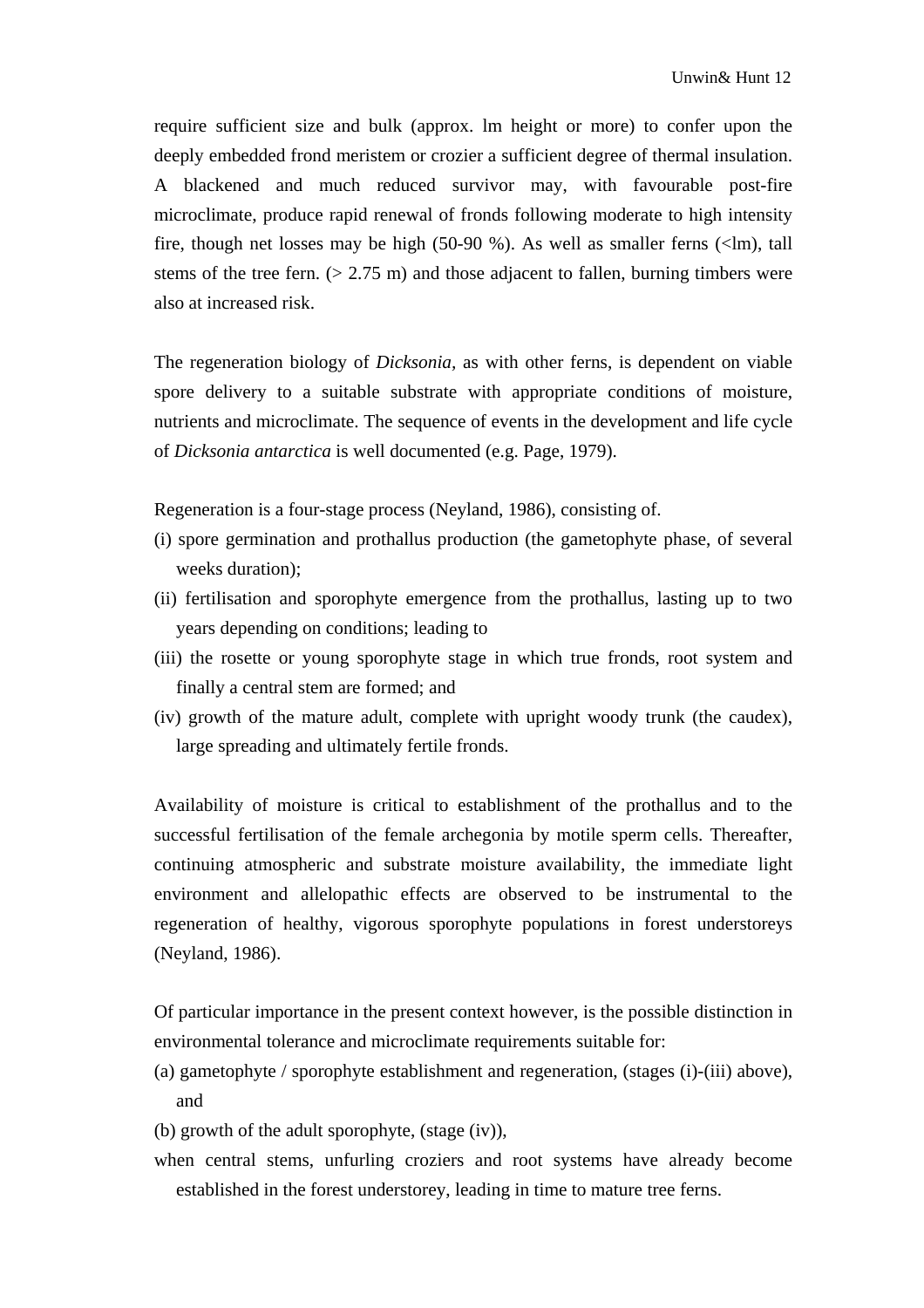require sufficient size and bulk (approx. lm height or more) to confer upon the deeply embedded frond meristem or crozier a sufficient degree of thermal insulation. A blackened and much reduced survivor may, with favourable post-fire microclimate, produce rapid renewal of fronds following moderate to high intensity fire, though net losses may be high (50-90 %). As well as smaller ferns (<lm), tall stems of the tree fern. (> 2.75 m) and those adjacent to fallen, burning timbers were also at increased risk.

The regeneration biology of *Dicksonia*, as with other ferns, is dependent on viable spore delivery to a suitable substrate with appropriate conditions of moisture, nutrients and microclimate. The sequence of events in the development and life cycle of *Dicksonia antarctica* is well documented (e.g. Page, 1979).

Regeneration is a four-stage process (Neyland, 1986), consisting of.

(i) spore germination and prothallus production (the gametophyte phase, of several weeks duration);
(ii) fertilisation and sporophyte emergence from the prothallus, lasting up to two years depending on conditions; leading to
(iii) the rosette or young sporophyte stage in which true fronds, root system and finally a central stem are formed; and
(iv) growth of the mature adult, complete with upright woody trunk (the caudex), large spreading and ultimately fertile fronds.

Availability of moisture is critical to establishment of the prothallus and to the successful fertilisation of the female archegonia by motile sperm cells. Thereafter, continuing atmospheric and substrate moisture availability, the immediate light environment and allelopathic effects are observed to be instrumental to the regeneration of healthy, vigorous sporophyte populations in forest understoreys (Neyland, 1986).

Of particular importance in the present context however, is the possible distinction in environmental tolerance and microclimate requirements suitable for:

(a) gametophyte / sporophyte establishment and regeneration, (stages (i)-(iii) above), and
(b) growth of the adult sporophyte, (stage (iv)),

when central stems, unfurling croziers and root systems have already become established in the forest understorey, leading in time to mature tree ferns.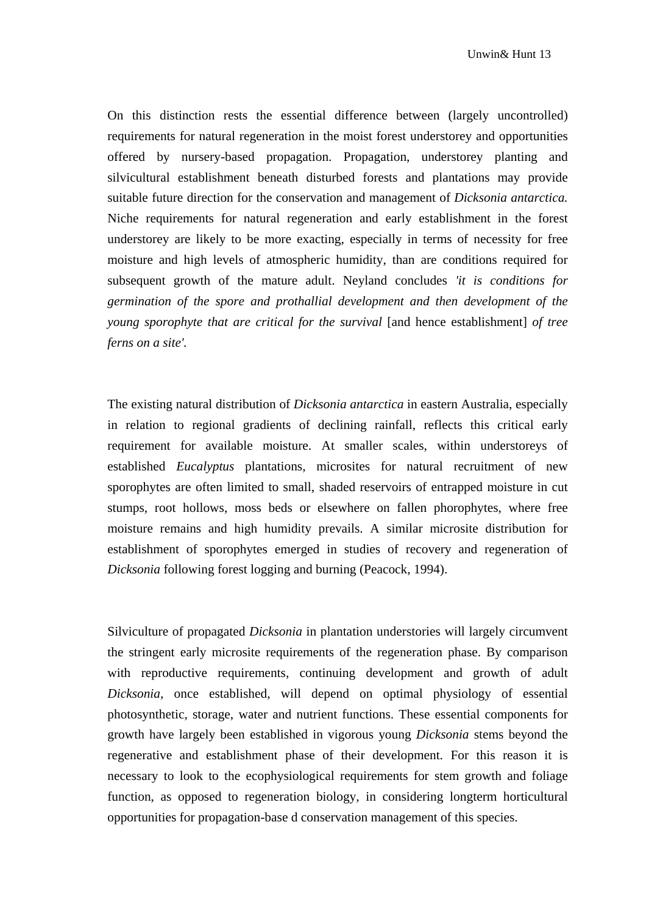On this distinction rests the essential difference between (largely uncontrolled) requirements for natural regeneration in the moist forest understorey and opportunities offered by nursery-based propagation. Propagation, understorey planting and silvicultural establishment beneath disturbed forests and plantations may provide suitable future direction for the conservation and management of *Dicksonia antarctica.* Niche requirements for natural regeneration and early establishment in the forest understorey are likely to be more exacting, especially in terms of necessity for free moisture and high levels of atmospheric humidity, than are conditions required for subsequent growth of the mature adult. Neyland concludes *'it is conditions for germination of the spore and prothallial development and then development of the young sporophyte that are critical for the survival* [and hence establishment] *of tree ferns on a site'.*

The existing natural distribution of *Dicksonia antarctica* in eastern Australia, especially in relation to regional gradients of declining rainfall, reflects this critical early requirement for available moisture. At smaller scales, within understoreys of established *Eucalyptus* plantations, microsites for natural recruitment of new sporophytes are often limited to small, shaded reservoirs of entrapped moisture in cut stumps, root hollows, moss beds or elsewhere on fallen phorophytes, where free moisture remains and high humidity prevails. A similar microsite distribution for establishment of sporophytes emerged in studies of recovery and regeneration of *Dicksonia* following forest logging and burning (Peacock, 1994).

Silviculture of propagated *Dicksonia* in plantation understories will largely circumvent the stringent early microsite requirements of the regeneration phase. By comparison with reproductive requirements, continuing development and growth of adult *Dicksonia*, once established, will depend on optimal physiology of essential photosynthetic, storage, water and nutrient functions. These essential components for growth have largely been established in vigorous young *Dicksonia* stems beyond the regenerative and establishment phase of their development. For this reason it is necessary to look to the ecophysiological requirements for stem growth and foliage function, as opposed to regeneration biology, in considering longterm horticultural opportunities for propagation-base d conservation management of this species.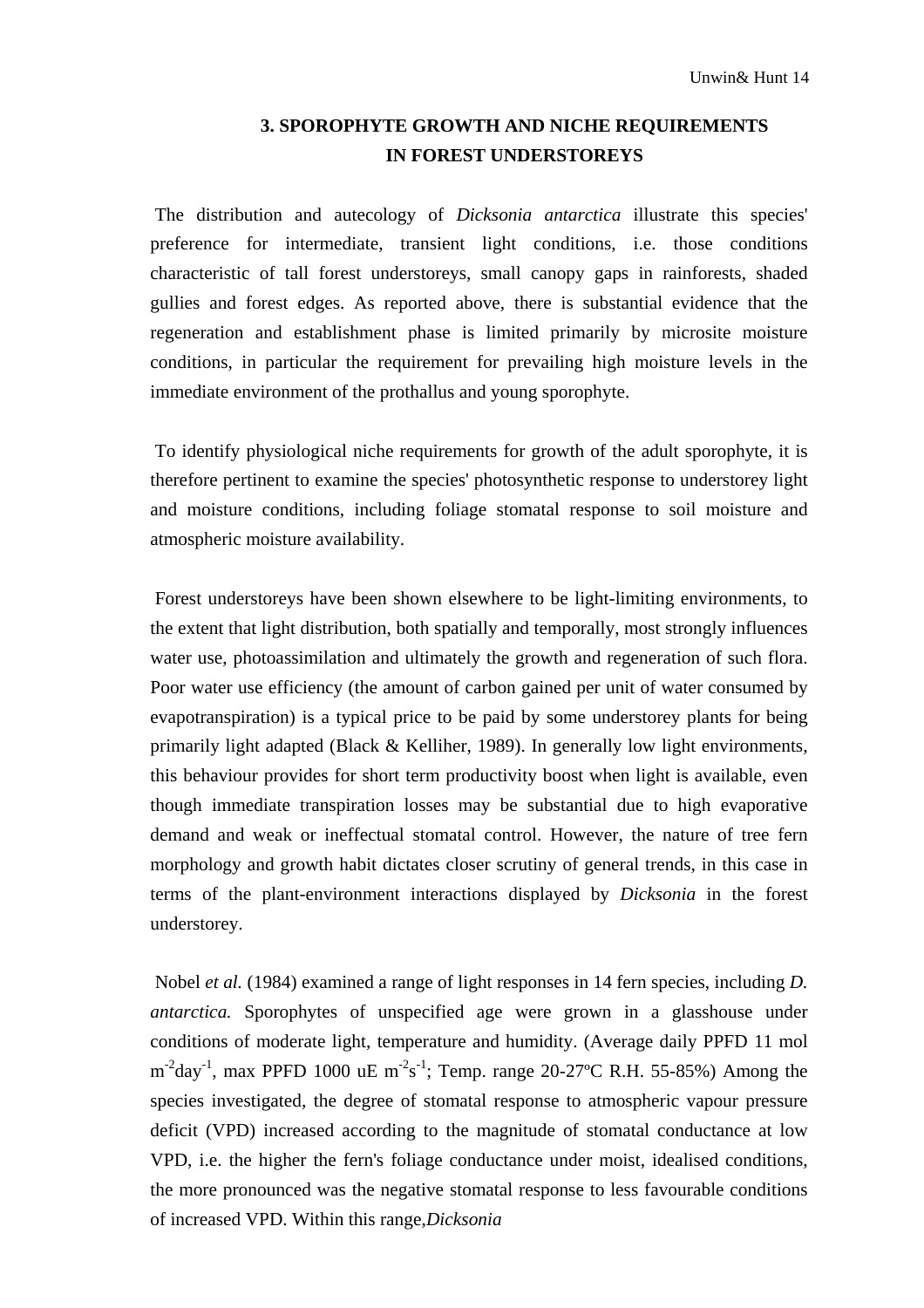## 3. SPOROPHYTE GROWTH AND NICHE REQUIREMENTS IN FOREST UNDERSTOREYS

The distribution and autecology of *Dicksonia antarctica* illustrate this species' preference for intermediate, transient light conditions, i.e. those conditions characteristic of tall forest understoreys, small canopy gaps in rainforests, shaded gullies and forest edges. As reported above, there is substantial evidence that the regeneration and establishment phase is limited primarily by microsite moisture conditions, in particular the requirement for prevailing high moisture levels in the immediate environment of the prothallus and young sporophyte.

To identify physiological niche requirements for growth of the adult sporophyte, it is therefore pertinent to examine the species' photosynthetic response to understorey light and moisture conditions, including foliage stomatal response to soil moisture and atmospheric moisture availability.

Forest understoreys have been shown elsewhere to be light-limiting environments, to the extent that light distribution, both spatially and temporally, most strongly influences water use, photoassimilation and ultimately the growth and regeneration of such flora. Poor water use efficiency (the amount of carbon gained per unit of water consumed by evapotranspiration) is a typical price to be paid by some understorey plants for being primarily light adapted (Black & Kelliher, 1989). In generally low light environments, this behaviour provides for short term productivity boost when light is available, even though immediate transpiration losses may be substantial due to high evaporative demand and weak or ineffectual stomatal control. However, the nature of tree fern morphology and growth habit dictates closer scrutiny of general trends, in this case in terms of the plant-environment interactions displayed by *Dicksonia* in the forest understorey.

Nobel *et al.* (1984) examined a range of light responses in 14 fern species, including *D. antarctica.* Sporophytes of unspecified age were grown in a glasshouse under conditions of moderate light, temperature and humidity. (Average daily PPFD 11 mol $m^{-2}day^{-1}$, max PPFD 1000 uE $m^{-2}s^{-1}$; Temp. range 20-27ºC R.H. 55-85%) Among the species investigated, the degree of stomatal response to atmospheric vapour pressure deficit (VPD) increased according to the magnitude of stomatal conductance at low VPD, i.e. the higher the fern's foliage conductance under moist, idealised conditions, the more pronounced was the negative stomatal response to less favourable conditions of increased VPD. Within this range, *Dicksonia*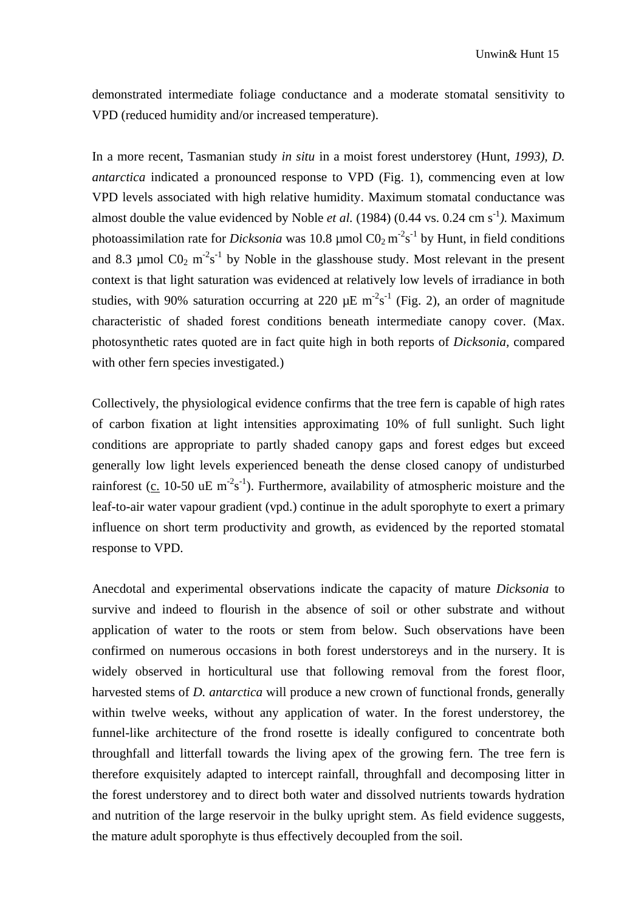demonstrated intermediate foliage conductance and a moderate stomatal sensitivity to VPD (reduced humidity and/or increased temperature).

In a more recent, Tasmanian study *in situ* in a moist forest understorey (Hunt, *1993)*, *D. antarctica* indicated a pronounced response to VPD (Fig. 1), commencing even at low VPD levels associated with high relative humidity. Maximum stomatal conductance was almost double the value evidenced by Noble *et al.* (1984) (0.44 vs. 0.24 cm $s^{-1}$*)*. Maximum photoassimilation rate for *Dicksonia* was 10.8 µmol $C0_2$ $m^{-2}s^{-1}$ by Hunt, in field conditions and 8.3 µmol $C0_2$ $m^{-2}s^{-1}$ by Noble in the glasshouse study. Most relevant in the present context is that light saturation was evidenced at relatively low levels of irradiance in both studies, with 90% saturation occurring at 220 µE $m^{-2}s^{-1}$ (Fig. 2), an order of magnitude characteristic of shaded forest conditions beneath intermediate canopy cover. (Max. photosynthetic rates quoted are in fact quite high in both reports of *Dicksonia*, compared with other fern species investigated.)

Collectively, the physiological evidence confirms that the tree fern is capable of high rates of carbon fixation at light intensities approximating 10% of full sunlight. Such light conditions are appropriate to partly shaded canopy gaps and forest edges but exceed generally low light levels experienced beneath the dense closed canopy of undisturbed rainforest (c. 10-50 uE $m^{-2}s^{-1}$). Furthermore, availability of atmospheric moisture and the leaf-to-air water vapour gradient (vpd.) continue in the adult sporophyte to exert a primary influence on short term productivity and growth, as evidenced by the reported stomatal response to VPD.

Anecdotal and experimental observations indicate the capacity of mature *Dicksonia* to survive and indeed to flourish in the absence of soil or other substrate and without application of water to the roots or stem from below. Such observations have been confirmed on numerous occasions in both forest understoreys and in the nursery. It is widely observed in horticultural use that following removal from the forest floor, harvested stems of *D. antarctica* will produce a new crown of functional fronds, generally within twelve weeks, without any application of water. In the forest understorey, the funnel-like architecture of the frond rosette is ideally configured to concentrate both throughfall and litterfall towards the living apex of the growing fern. The tree fern is therefore exquisitely adapted to intercept rainfall, throughfall and decomposing litter in the forest understorey and to direct both water and dissolved nutrients towards hydration and nutrition of the large reservoir in the bulky upright stem. As field evidence suggests, the mature adult sporophyte is thus effectively decoupled from the soil.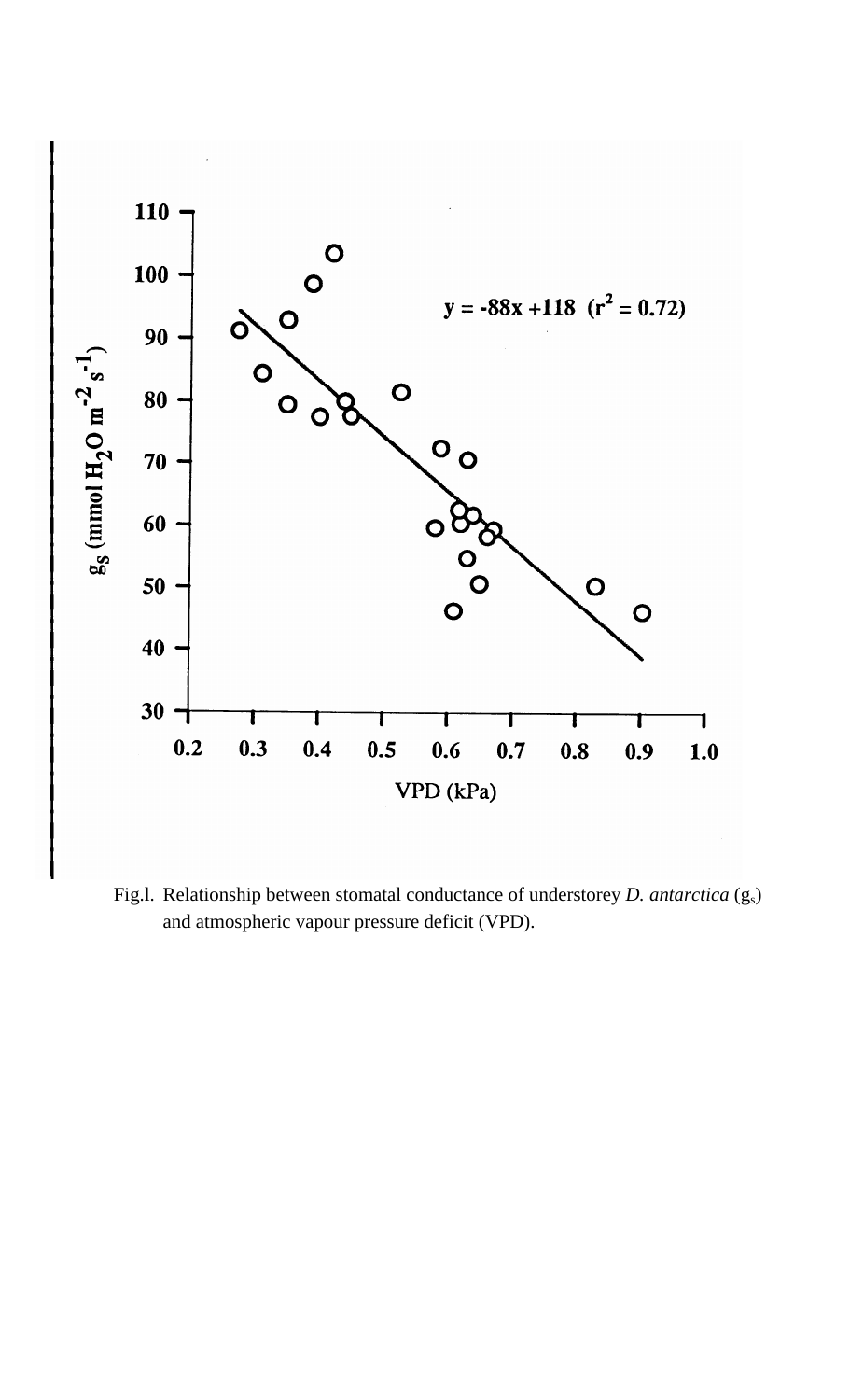Fig.l. Relationship between stomatal conductance of understorey *D. antarctica* ($g_s$) and atmospheric vapour pressure deficit (VPD).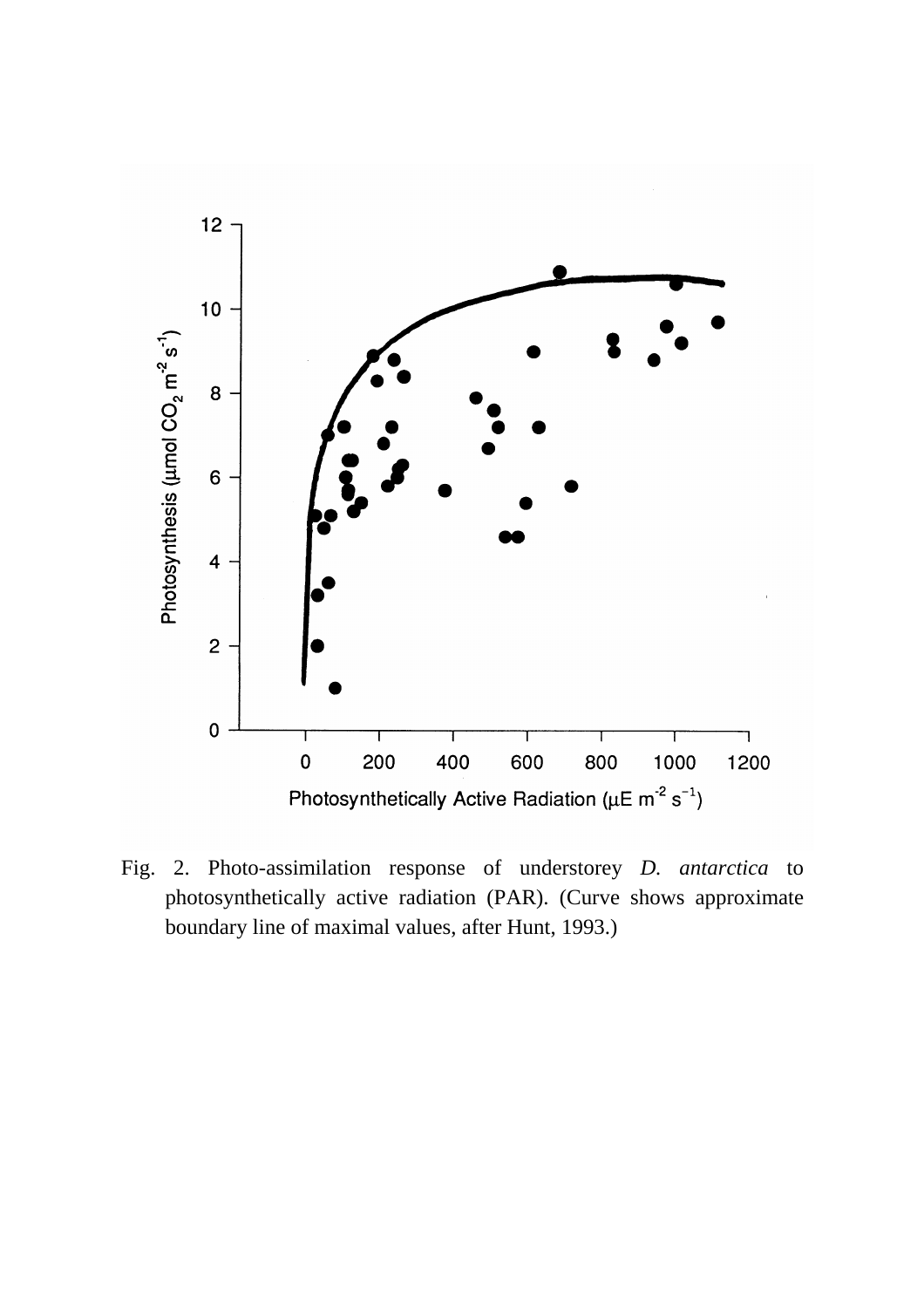Fig. 2. Photo-assimilation response of understorey *D. antarctica* to photosynthetically active radiation (PAR). (Curve shows approximate boundary line of maximal values, after Hunt, 1993.)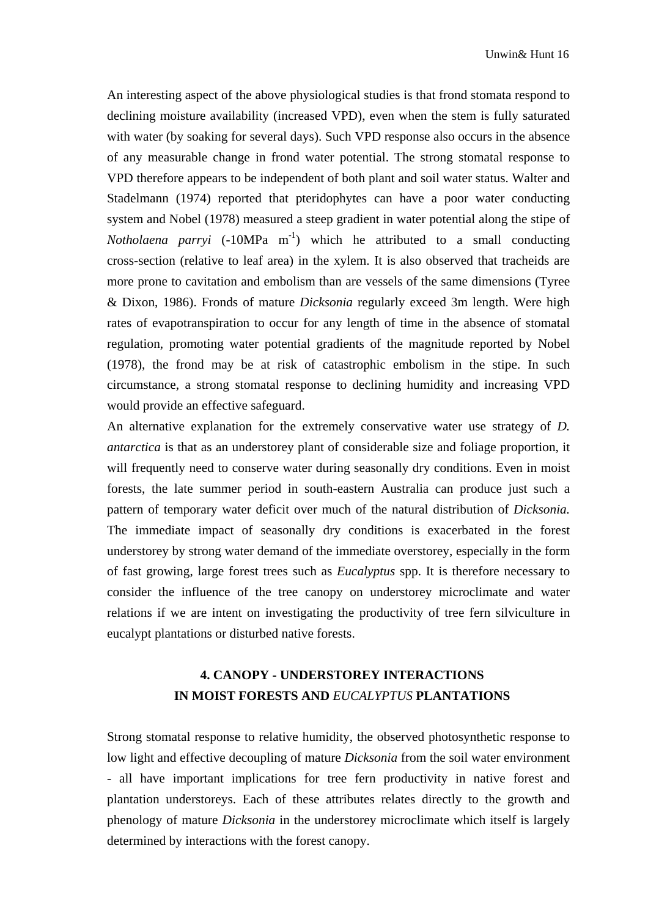An interesting aspect of the above physiological studies is that frond stomata respond to declining moisture availability (increased VPD), even when the stem is fully saturated with water (by soaking for several days). Such VPD response also occurs in the absence of any measurable change in frond water potential. The strong stomatal response to VPD therefore appears to be independent of both plant and soil water status. Walter and Stadelmann (1974) reported that pteridophytes can have a poor water conducting system and Nobel (1978) measured a steep gradient in water potential along the stipe of *Notholaena parryi* (-10MPa $m^{-1}$) which he attributed to a small conducting cross-section (relative to leaf area) in the xylem. It is also observed that tracheids are more prone to cavitation and embolism than are vessels of the same dimensions (Tyree & Dixon, 1986). Fronds of mature *Dicksonia* regularly exceed 3m length. Were high rates of evapotranspiration to occur for any length of time in the absence of stomatal regulation, promoting water potential gradients of the magnitude reported by Nobel (1978), the frond may be at risk of catastrophic embolism in the stipe. In such circumstance, a strong stomatal response to declining humidity and increasing VPD would provide an effective safeguard.

An alternative explanation for the extremely conservative water use strategy of *D. antarctica* is that as an understorey plant of considerable size and foliage proportion, it will frequently need to conserve water during seasonally dry conditions. Even in moist forests, the late summer period in south-eastern Australia can produce just such a pattern of temporary water deficit over much of the natural distribution of *Dicksonia.* The immediate impact of seasonally dry conditions is exacerbated in the forest understorey by strong water demand of the immediate overstorey, especially in the form of fast growing, large forest trees such as *Eucalyptus* spp. It is therefore necessary to consider the influence of the tree canopy on understorey microclimate and water relations if we are intent on investigating the productivity of tree fern silviculture in eucalypt plantations or disturbed native forests.

## 4. CANOPY - UNDERSTOREY INTERACTIONS IN MOIST FORESTS AND *EUCALYPTUS* PLANTATIONS

Strong stomatal response to relative humidity, the observed photosynthetic response to low light and effective decoupling of mature *Dicksonia* from the soil water environment - all have important implications for tree fern productivity in native forest and plantation understoreys. Each of these attributes relates directly to the growth and phenology of mature *Dicksonia* in the understorey microclimate which itself is largely determined by interactions with the forest canopy.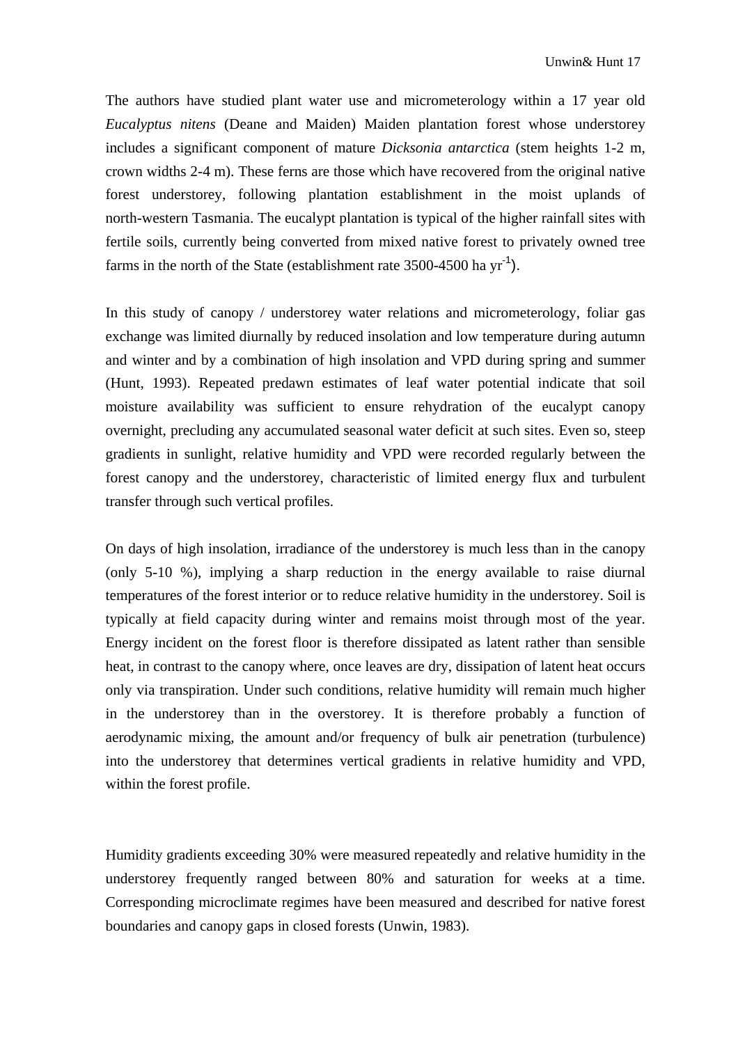The authors have studied plant water use and micrometerology within a 17 year old *Eucalyptus nitens* (Deane and Maiden) Maiden plantation forest whose understorey includes a significant component of mature *Dicksonia antarctica* (stem heights 1-2 m, crown widths 2-4 m). These ferns are those which have recovered from the original native forest understorey, following plantation establishment in the moist uplands of north-western Tasmania. The eucalypt plantation is typical of the higher rainfall sites with fertile soils, currently being converted from mixed native forest to privately owned tree farms in the north of the State (establishment rate 3500-4500 ha $yr^{-1}$).

In this study of canopy / understorey water relations and micrometerology, foliar gas exchange was limited diurnally by reduced insolation and low temperature during autumn and winter and by a combination of high insolation and VPD during spring and summer (Hunt, 1993). Repeated predawn estimates of leaf water potential indicate that soil moisture availability was sufficient to ensure rehydration of the eucalypt canopy overnight, precluding any accumulated seasonal water deficit at such sites. Even so, steep gradients in sunlight, relative humidity and VPD were recorded regularly between the forest canopy and the understorey, characteristic of limited energy flux and turbulent transfer through such vertical profiles.

On days of high insolation, irradiance of the understorey is much less than in the canopy (only 5-10 %), implying a sharp reduction in the energy available to raise diurnal temperatures of the forest interior or to reduce relative humidity in the understorey. Soil is typically at field capacity during winter and remains moist through most of the year. Energy incident on the forest floor is therefore dissipated as latent rather than sensible heat, in contrast to the canopy where, once leaves are dry, dissipation of latent heat occurs only via transpiration. Under such conditions, relative humidity will remain much higher in the understorey than in the overstorey. It is therefore probably a function of aerodynamic mixing, the amount and/or frequency of bulk air penetration (turbulence) into the understorey that determines vertical gradients in relative humidity and VPD, within the forest profile.

Humidity gradients exceeding 30% were measured repeatedly and relative humidity in the understorey frequently ranged between 80% and saturation for weeks at a time. Corresponding microclimate regimes have been measured and described for native forest boundaries and canopy gaps in closed forests (Unwin, 1983).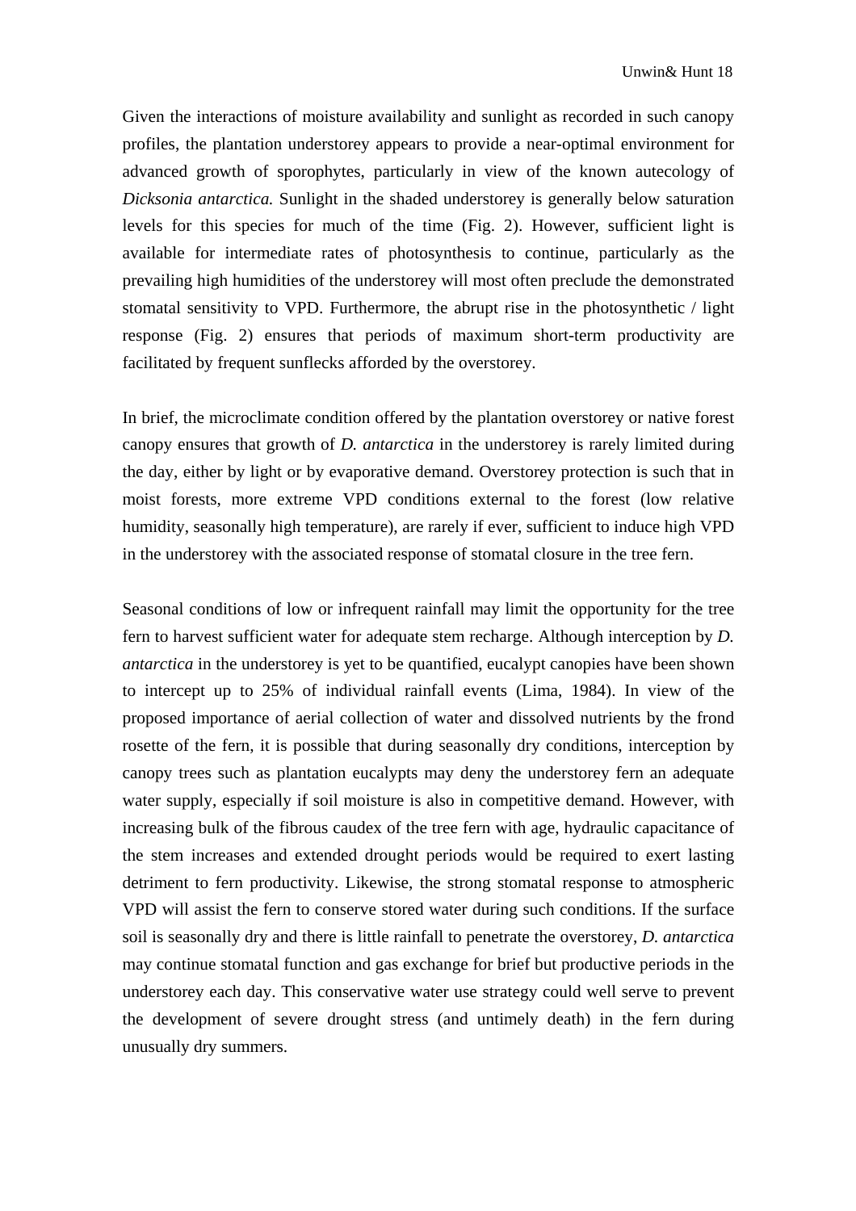Given the interactions of moisture availability and sunlight as recorded in such canopy profiles, the plantation understorey appears to provide a near-optimal environment for advanced growth of sporophytes, particularly in view of the known autecology of *Dicksonia antarctica.* Sunlight in the shaded understorey is generally below saturation levels for this species for much of the time (Fig. 2). However, sufficient light is available for intermediate rates of photosynthesis to continue, particularly as the prevailing high humidities of the understorey will most often preclude the demonstrated stomatal sensitivity to VPD. Furthermore, the abrupt rise in the photosynthetic / light response (Fig. 2) ensures that periods of maximum short-term productivity are facilitated by frequent sunflecks afforded by the overstorey.

In brief, the microclimate condition offered by the plantation overstorey or native forest canopy ensures that growth of *D. antarctica* in the understorey is rarely limited during the day, either by light or by evaporative demand. Overstorey protection is such that in moist forests, more extreme VPD conditions external to the forest (low relative humidity, seasonally high temperature), are rarely if ever, sufficient to induce high VPD in the understorey with the associated response of stomatal closure in the tree fern.

Seasonal conditions of low or infrequent rainfall may limit the opportunity for the tree fern to harvest sufficient water for adequate stem recharge. Although interception by *D. antarctica* in the understorey is yet to be quantified, eucalypt canopies have been shown to intercept up to 25% of individual rainfall events (Lima, 1984). In view of the proposed importance of aerial collection of water and dissolved nutrients by the frond rosette of the fern, it is possible that during seasonally dry conditions, interception by canopy trees such as plantation eucalypts may deny the understorey fern an adequate water supply, especially if soil moisture is also in competitive demand. However, with increasing bulk of the fibrous caudex of the tree fern with age, hydraulic capacitance of the stem increases and extended drought periods would be required to exert lasting detriment to fern productivity. Likewise, the strong stomatal response to atmospheric VPD will assist the fern to conserve stored water during such conditions. If the surface soil is seasonally dry and there is little rainfall to penetrate the overstorey, *D. antarctica* may continue stomatal function and gas exchange for brief but productive periods in the understorey each day. This conservative water use strategy could well serve to prevent the development of severe drought stress (and untimely death) in the fern during unusually dry summers.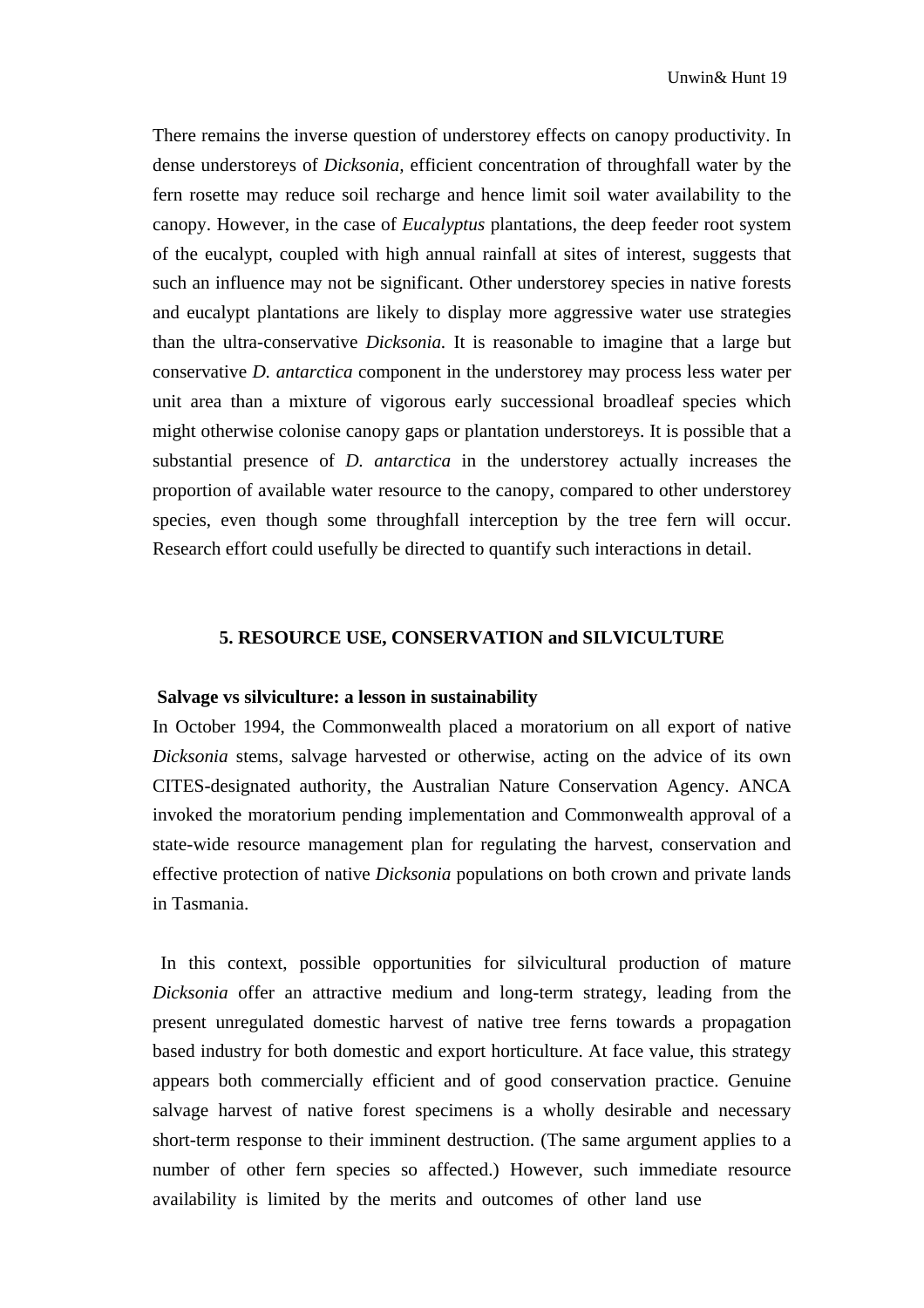There remains the inverse question of understorey effects on canopy productivity. In dense understoreys of *Dicksonia*, efficient concentration of throughfall water by the fern rosette may reduce soil recharge and hence limit soil water availability to the canopy. However, in the case of *Eucalyptus* plantations, the deep feeder root system of the eucalypt, coupled with high annual rainfall at sites of interest, suggests that such an influence may not be significant. Other understorey species in native forests and eucalypt plantations are likely to display more aggressive water use strategies than the ultra-conservative *Dicksonia.* It is reasonable to imagine that a large but conservative *D. antarctica* component in the understorey may process less water per unit area than a mixture of vigorous early successional broadleaf species which might otherwise colonise canopy gaps or plantation understoreys. It is possible that a substantial presence of *D. antarctica* in the understorey actually increases the proportion of available water resource to the canopy, compared to other understorey species, even though some throughfall interception by the tree fern will occur. Research effort could usefully be directed to quantify such interactions in detail.

## 5. RESOURCE USE, CONSERVATION and SILVICULTURE

### Salvage vs silviculture: a lesson in sustainability

In October 1994, the Commonwealth placed a moratorium on all export of native *Dicksonia* stems, salvage harvested or otherwise, acting on the advice of its own CITES-designated authority, the Australian Nature Conservation Agency. ANCA invoked the moratorium pending implementation and Commonwealth approval of a state-wide resource management plan for regulating the harvest, conservation and effective protection of native *Dicksonia* populations on both crown and private lands in Tasmania.

In this context, possible opportunities for silvicultural production of mature *Dicksonia* offer an attractive medium and long-term strategy, leading from the present unregulated domestic harvest of native tree ferns towards a propagation based industry for both domestic and export horticulture. At face value, this strategy appears both commercially efficient and of good conservation practice. Genuine salvage harvest of native forest specimens is a wholly desirable and necessary short-term response to their imminent destruction. (The same argument applies to a number of other fern species so affected.) However, such immediate resource availability is limited by the merits and outcomes of other land use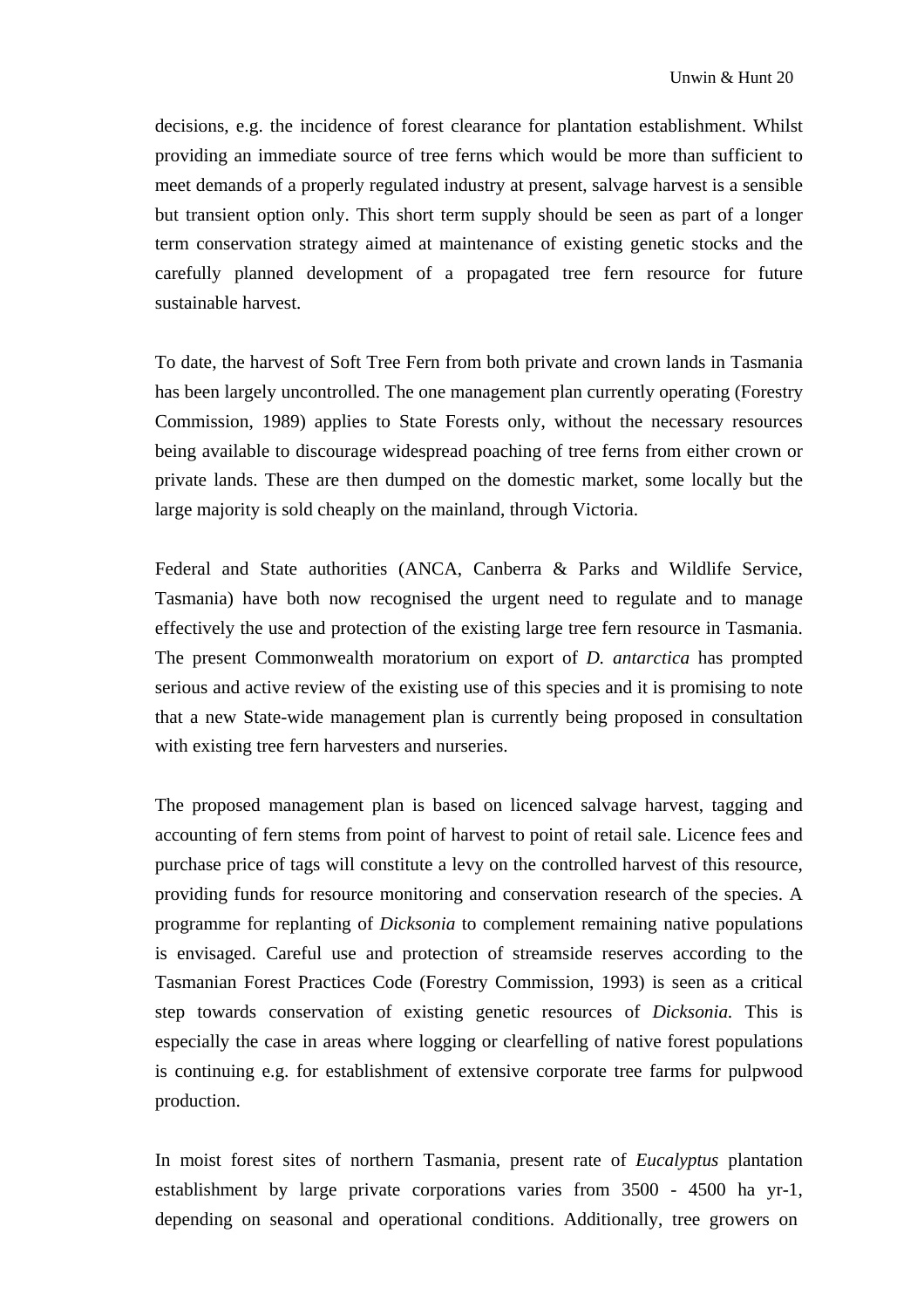decisions, e.g. the incidence of forest clearance for plantation establishment. Whilst providing an immediate source of tree ferns which would be more than sufficient to meet demands of a properly regulated industry at present, salvage harvest is a sensible but transient option only. This short term supply should be seen as part of a longer term conservation strategy aimed at maintenance of existing genetic stocks and the carefully planned development of a propagated tree fern resource for future sustainable harvest.

To date, the harvest of Soft Tree Fern from both private and crown lands in Tasmania has been largely uncontrolled. The one management plan currently operating (Forestry Commission, 1989) applies to State Forests only, without the necessary resources being available to discourage widespread poaching of tree ferns from either crown or private lands. These are then dumped on the domestic market, some locally but the large majority is sold cheaply on the mainland, through Victoria.

Federal and State authorities (ANCA, Canberra & Parks and Wildlife Service, Tasmania) have both now recognised the urgent need to regulate and to manage effectively the use and protection of the existing large tree fern resource in Tasmania. The present Commonwealth moratorium on export of *D. antarctica* has prompted serious and active review of the existing use of this species and it is promising to note that a new State-wide management plan is currently being proposed in consultation with existing tree fern harvesters and nurseries.

The proposed management plan is based on licenced salvage harvest, tagging and accounting of fern stems from point of harvest to point of retail sale. Licence fees and purchase price of tags will constitute a levy on the controlled harvest of this resource, providing funds for resource monitoring and conservation research of the species. A programme for replanting of *Dicksonia* to complement remaining native populations is envisaged. Careful use and protection of streamside reserves according to the Tasmanian Forest Practices Code (Forestry Commission, 1993) is seen as a critical step towards conservation of existing genetic resources of *Dicksonia.* This is especially the case in areas where logging or clearfelling of native forest populations is continuing e.g. for establishment of extensive corporate tree farms for pulpwood production.

In moist forest sites of northern Tasmania, present rate of *Eucalyptus* plantation establishment by large private corporations varies from 3500 - 4500 ha $yr^{-1}$, depending on seasonal and operational conditions. Additionally, tree growers on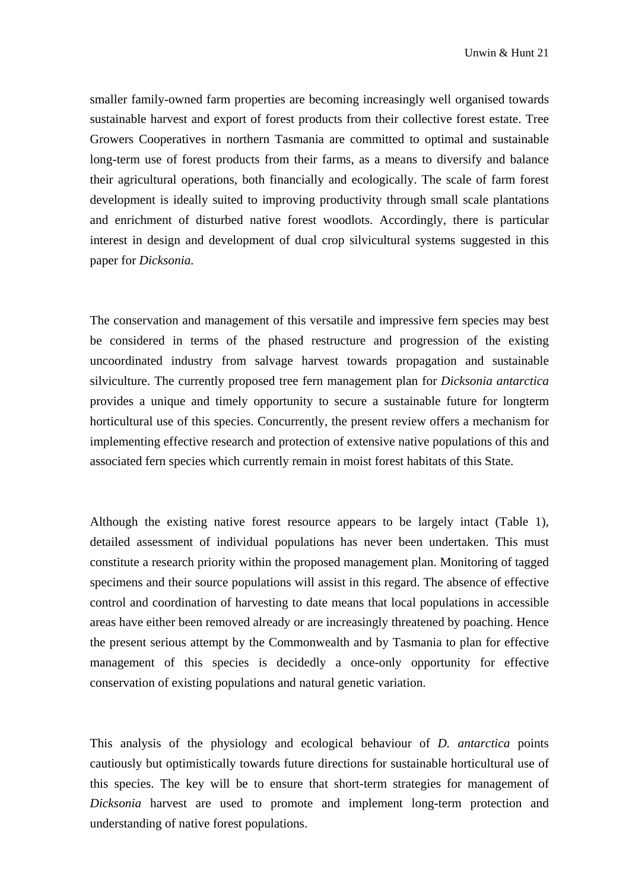smaller family-owned farm properties are becoming increasingly well organised towards sustainable harvest and export of forest products from their collective forest estate. Tree Growers Cooperatives in northern Tasmania are committed to optimal and sustainable long-term use of forest products from their farms, as a means to diversify and balance their agricultural operations, both financially and ecologically. The scale of farm forest development is ideally suited to improving productivity through small scale plantations and enrichment of disturbed native forest woodlots. Accordingly, there is particular interest in design and development of dual crop silvicultural systems suggested in this paper for *Dicksonia.*

The conservation and management of this versatile and impressive fern species may best be considered in terms of the phased restructure and progression of the existing uncoordinated industry from salvage harvest towards propagation and sustainable silviculture. The currently proposed tree fern management plan for *Dicksonia antarctica* provides a unique and timely opportunity to secure a sustainable future for longterm horticultural use of this species. Concurrently, the present review offers a mechanism for implementing effective research and protection of extensive native populations of this and associated fern species which currently remain in moist forest habitats of this State.

Although the existing native forest resource appears to be largely intact (Table 1), detailed assessment of individual populations has never been undertaken. This must constitute a research priority within the proposed management plan. Monitoring of tagged specimens and their source populations will assist in this regard. The absence of effective control and coordination of harvesting to date means that local populations in accessible areas have either been removed already or are increasingly threatened by poaching. Hence the present serious attempt by the Commonwealth and by Tasmania to plan for effective management of this species is decidedly a once-only opportunity for effective conservation of existing populations and natural genetic variation.

This analysis of the physiology and ecological behaviour of *D. antarctica* points cautiously but optimistically towards future directions for sustainable horticultural use of this species. The key will be to ensure that short-term strategies for management of *Dicksonia* harvest are used to promote and implement long-term protection and understanding of native forest populations.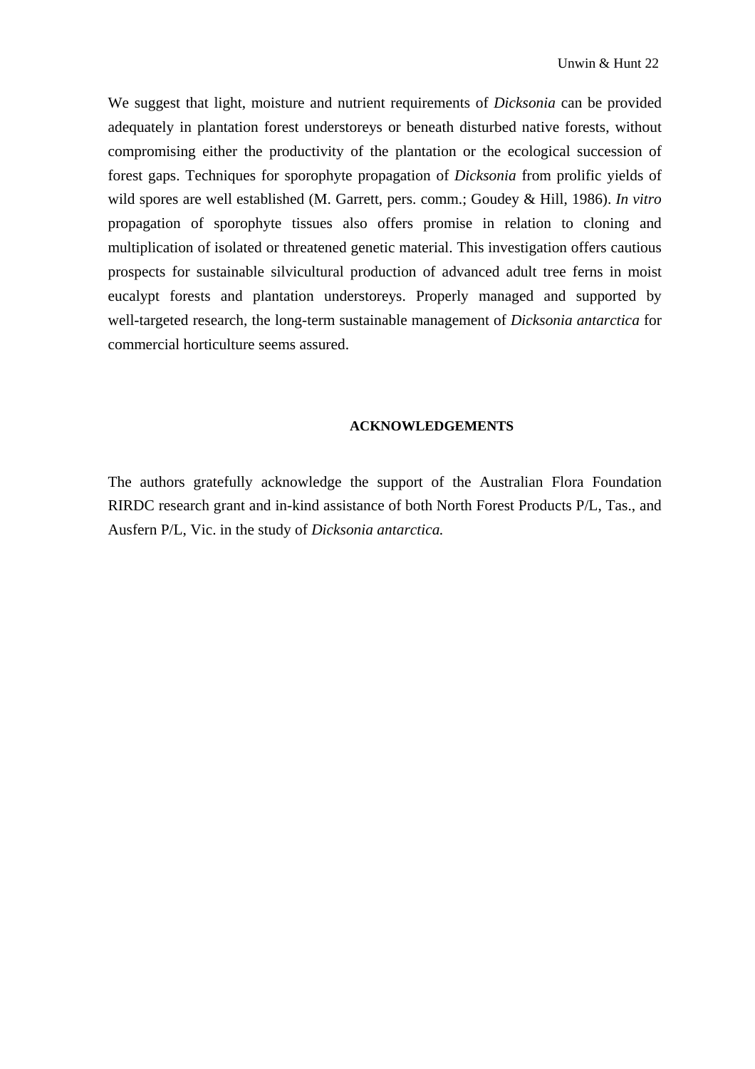We suggest that light, moisture and nutrient requirements of *Dicksonia* can be provided adequately in plantation forest understoreys or beneath disturbed native forests, without compromising either the productivity of the plantation or the ecological succession of forest gaps. Techniques for sporophyte propagation of *Dicksonia* from prolific yields of wild spores are well established (M. Garrett, pers. comm.; Goudey & Hill, 1986). *In vitro* propagation of sporophyte tissues also offers promise in relation to cloning and multiplication of isolated or threatened genetic material. This investigation offers cautious prospects for sustainable silvicultural production of advanced adult tree ferns in moist eucalypt forests and plantation understoreys. Properly managed and supported by well-targeted research, the long-term sustainable management of *Dicksonia antarctica* for commercial horticulture seems assured.

## ACKNOWLEDGEMENTS

The authors gratefully acknowledge the support of the Australian Flora Foundation RIRDC research grant and in-kind assistance of both North Forest Products P/L, Tas., and Ausfern P/L, Vic. in the study of *Dicksonia antarctica.*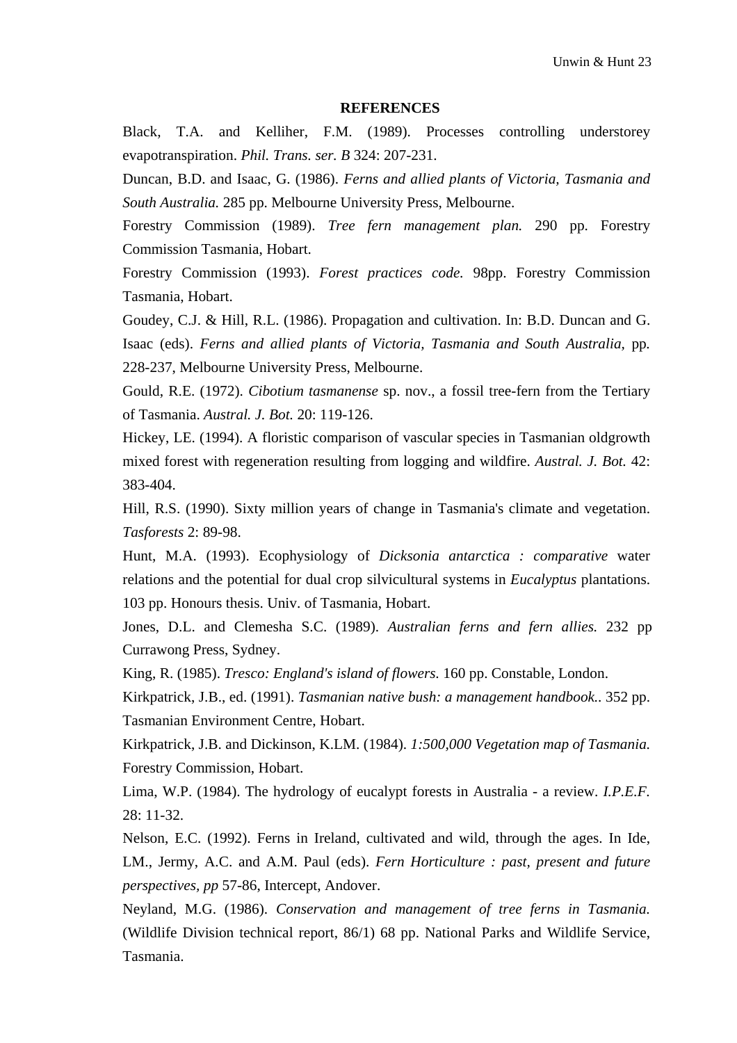## REFERENCES

Black, T.A. and Kelliher, F.M. (1989). Processes controlling understorey evapotranspiration. *Phil. Trans. ser. B* 324: 207-231.

Duncan, B.D. and Isaac, G. (1986). *Ferns and allied plants of Victoria, Tasmania and South Australia.* 285 pp. Melbourne University Press, Melbourne.

Forestry Commission (1989). *Tree fern management plan.* 290 pp. Forestry Commission Tasmania, Hobart.

Forestry Commission (1993). *Forest practices code.* 98pp. Forestry Commission Tasmania, Hobart.

Goudey, C.J. & Hill, R.L. (1986). Propagation and cultivation. In: B.D. Duncan and G. Isaac (eds). *Ferns and allied plants of Victoria, Tasmania and South Australia,* pp. 228-237, Melbourne University Press, Melbourne.

Gould, R.E. (1972). *Cibotium tasmanense* sp. nov., a fossil tree-fern from the Tertiary of Tasmania. *Austral. J. Bot.* 20: 119-126.

Hickey, LE. (1994). A floristic comparison of vascular species in Tasmanian oldgrowth mixed forest with regeneration resulting from logging and wildfire. *Austral. J. Bot.* 42: 383-404.

Hill, R.S. (1990). Sixty million years of change in Tasmania's climate and vegetation. *Tasforests* 2: 89-98.

Hunt, M.A. (1993). Ecophysiology of *Dicksonia antarctica : comparative* water relations and the potential for dual crop silvicultural systems in *Eucalyptus* plantations. 103 pp. Honours thesis. Univ. of Tasmania, Hobart.

Jones, D.L. and Clemesha S.C. (1989). *Australian ferns and fern allies.* 232 pp Currawong Press, Sydney.

King, R. (1985). *Tresco: England's island of flowers.* 160 pp. Constable, London.

Kirkpatrick, J.B., ed. (1991). *Tasmanian native bush: a management handbook..* 352 pp. Tasmanian Environment Centre, Hobart.

Kirkpatrick, J.B. and Dickinson, K.LM. (1984). *1:500,000 Vegetation map of Tasmania.* Forestry Commission, Hobart.

Lima, W.P. (1984). The hydrology of eucalypt forests in Australia - a review. *I.P.E.F.* 28: 11-32.

Nelson, E.C. (1992). Ferns in Ireland, cultivated and wild, through the ages. In Ide, LM., Jermy, A.C. and A.M. Paul (eds). *Fern Horticulture : past, present and future perspectives, pp* 57-86, Intercept, Andover.

Neyland, M.G. (1986). *Conservation and management of tree ferns in Tasmania.* (Wildlife Division technical report, 86/1) 68 pp. National Parks and Wildlife Service, Tasmania.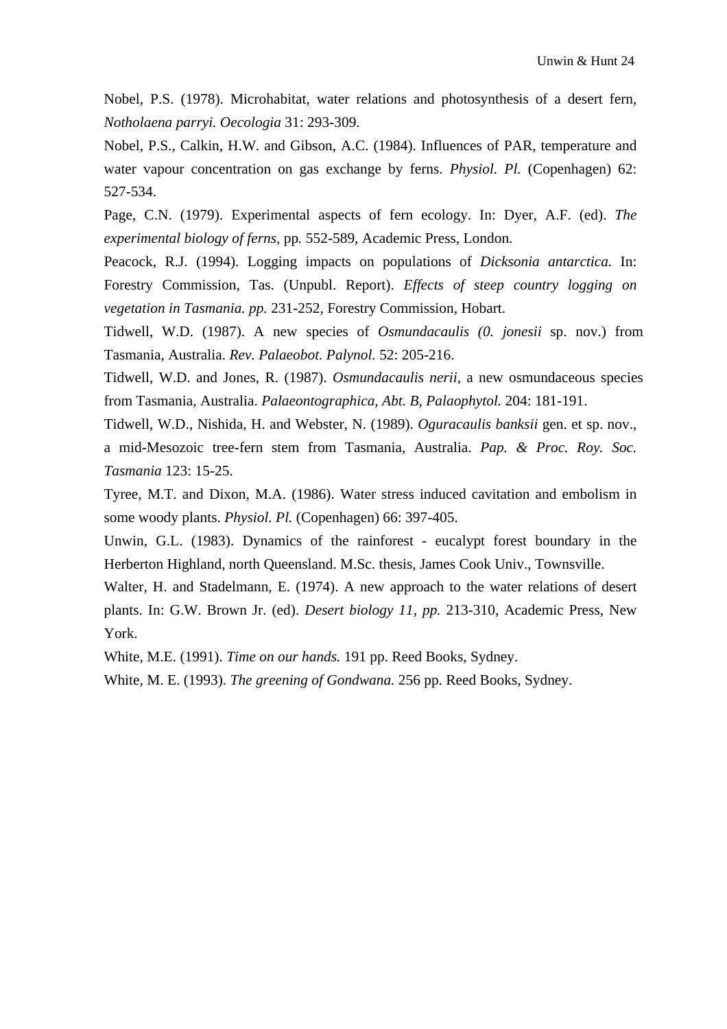Nobel, P.S. (1978). Microhabitat, water relations and photosynthesis of a desert fern, *Notholaena parryi. Oecologia* 31: 293-309.

Nobel, P.S., Calkin, H.W. and Gibson, A.C. (1984). Influences of PAR, temperature and water vapour concentration on gas exchange by ferns. *Physiol. Pl.* (Copenhagen) 62: 527-534.

Page, C.N. (1979). Experimental aspects of fern ecology. In: Dyer, A.F. (ed). *The experimental biology of ferns*, pp. 552-589, Academic Press, London.

Peacock, R.J. (1994). Logging impacts on populations of *Dicksonia antarctica.* In: Forestry Commission, Tas. (Unpubl. Report). *Effects of steep country logging on vegetation in Tasmania. pp.* 231-252, Forestry Commission, Hobart.

Tidwell, W.D. (1987). A new species of *Osmundacaulis (0. jonesii* sp. nov.) from Tasmania, Australia. *Rev. Palaeobot. Palynol.* 52: 205-216.

Tidwell, W.D. and Jones, R. (1987). *Osmundacaulis nerii*, a new osmundaceous species from Tasmania, Australia. *Palaeontographica, Abt. B, Palaophytol.* 204: 181-191.

Tidwell, W.D., Nishida, H. and Webster, N. (1989). *Oguracaulis banksii* gen. et sp. nov., a mid-Mesozoic tree-fern stem from Tasmania, Australia. *Pap. & Proc. Roy. Soc. Tasmania* 123: 15-25.

Tyree, M.T. and Dixon, M.A. (1986). Water stress induced cavitation and embolism in some woody plants. *Physiol. Pl.* (Copenhagen) 66: 397-405.

Unwin, G.L. (1983). Dynamics of the rainforest - eucalypt forest boundary in the Herberton Highland, north Queensland. M.Sc. thesis, James Cook Univ., Townsville.

Walter, H. and Stadelmann, E. (1974). A new approach to the water relations of desert plants. In: G.W. Brown Jr. (ed). *Desert biology 11, pp.* 213-310, Academic Press, New York.

White, M.E. (1991). *Time on our hands.* 191 pp. Reed Books, Sydney.

White, M. E. (1993). *The greening of Gondwana.* 256 pp. Reed Books, Sydney.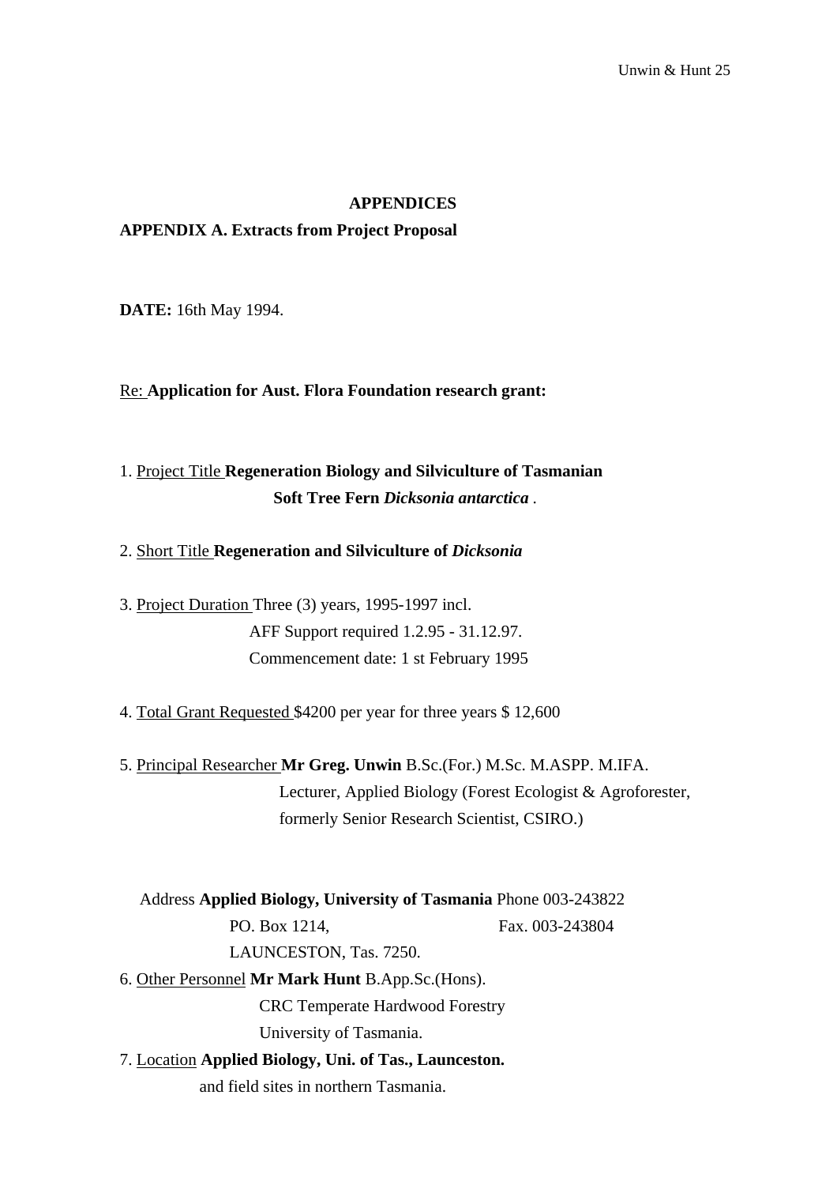# APPENDICES

## APPENDIX A. Extracts from Project Proposal

**DATE:** 16th May 1994.

Re: **Application for Aust. Flora Foundation research grant:**

1. Project Title **Regeneration Biology and Silviculture of Tasmanian Soft Tree Fern *Dicksonia antarctica*** .

2. Short Title **Regeneration and Silviculture of *Dicksonia***

3. Project Duration Three (3) years, 1995-1997 incl.
   AFF Support required 1.2.95 - 31.12.97.
   Commencement date: 1 st February 1995

4. Total Grant Requested $4200 per year for three years $ 12,600

5. Principal Researcher **Mr Greg. Unwin** B.Sc.(For.) M.Sc. M.ASPP. M.IFA.
   Lecturer, Applied Biology (Forest Ecologist & Agroforester, formerly Senior Research Scientist, CSIRO.)

   Address **Applied Biology, University of Tasmania** Phone 003-243822
   PO. Box 1214, Fax. 003-243804
   LAUNCESTON, Tas. 7250.

6. Other Personnel **Mr Mark Hunt** B.App.Sc.(Hons).
   CRC Temperate Hardwood Forestry
   University of Tasmania.

7. Location **Applied Biology, Uni. of Tas., Launceston.**
   and field sites in northern Tasmania.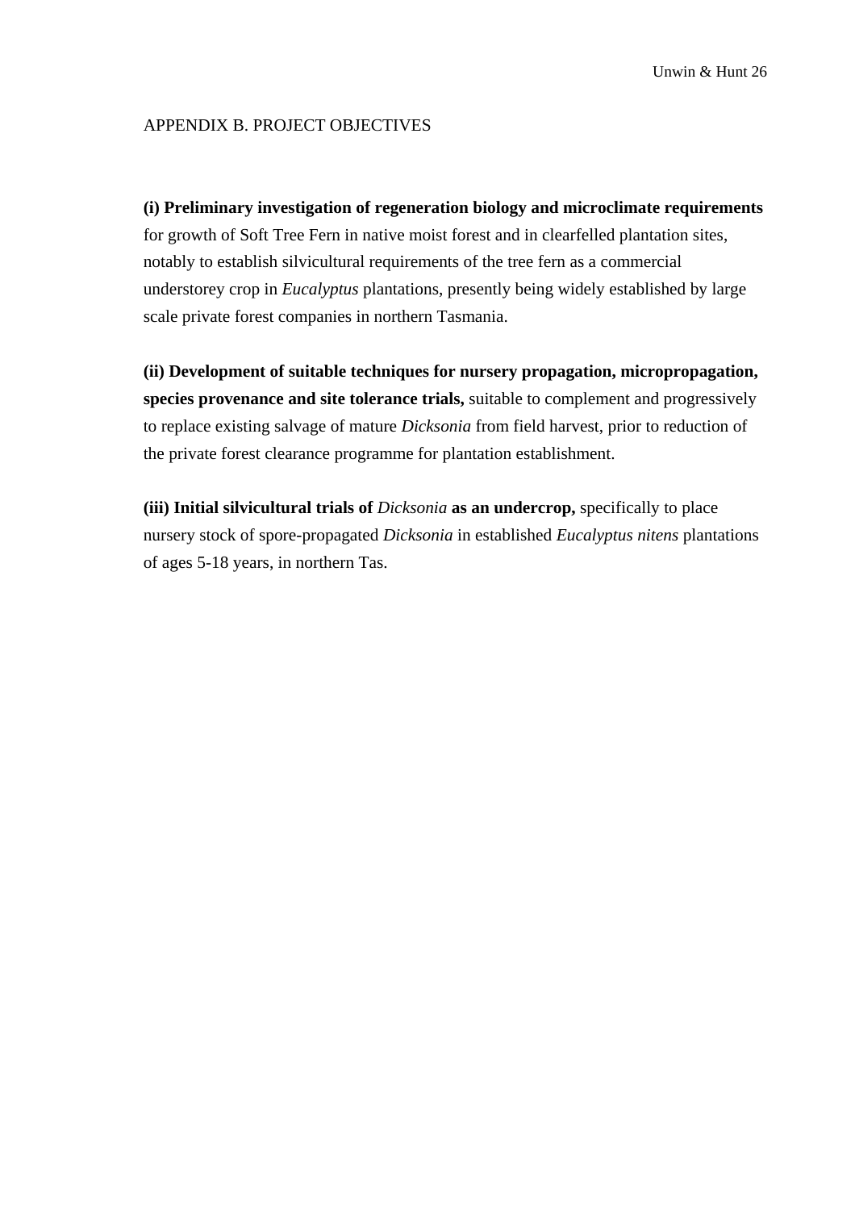## APPENDIX B. PROJECT OBJECTIVES

**(i) Preliminary investigation of regeneration biology and microclimate requirements** for growth of Soft Tree Fern in native moist forest and in clearfelled plantation sites, notably to establish silvicultural requirements of the tree fern as a commercial understorey crop in *Eucalyptus* plantations, presently being widely established by large scale private forest companies in northern Tasmania.

**(ii) Development of suitable techniques for nursery propagation, micropropagation, species provenance and site tolerance trials,** suitable to complement and progressively to replace existing salvage of mature *Dicksonia* from field harvest, prior to reduction of the private forest clearance programme for plantation establishment.

**(iii) Initial silvicultural trials of *Dicksonia* as an undercrop,** specifically to place nursery stock of spore-propagated *Dicksonia* in established *Eucalyptus nitens* plantations of ages 5-18 years, in northern Tas.